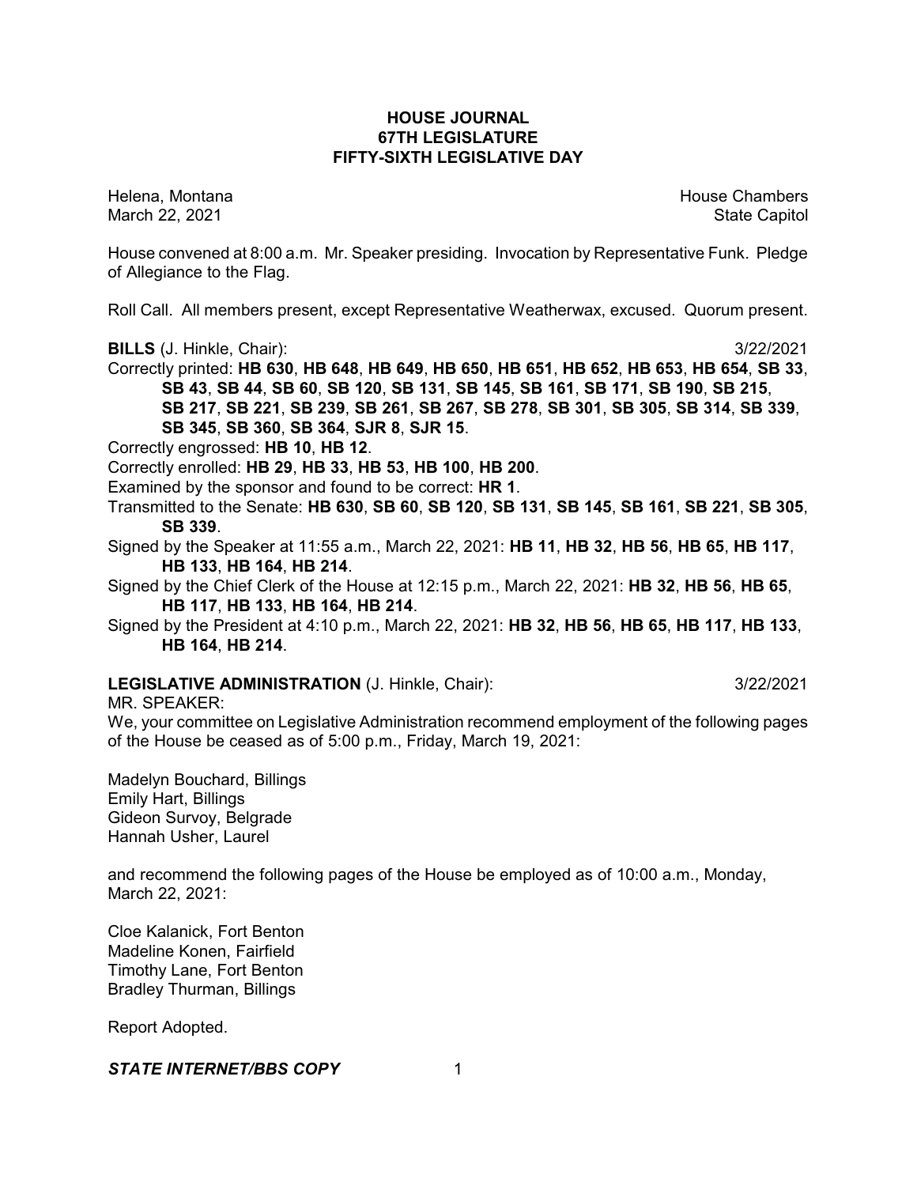# HOUSE JOURNAL
## 67TH LEGISLATURE
## FIFTY-SIXTH LEGISLATIVE DAY

Helena, Montana — House Chambers
March 22, 2021 — State Capitol

House convened at 8:00 a.m. Mr. Speaker presiding. Invocation by Representative Funk. Pledge of Allegiance to the Flag.

Roll Call. All members present, except Representative Weatherwax, excused. Quorum present.

**BILLS** (J. Hinkle, Chair): 3/22/2021

Correctly printed: **HB 630**, **HB 648**, **HB 649**, **HB 650**, **HB 651**, **HB 652**, **HB 653**, **HB 654**, **SB 33**, **SB 43**, **SB 44**, **SB 60**, **SB 120**, **SB 131**, **SB 145**, **SB 161**, **SB 171**, **SB 190**, **SB 215**, **SB 217**, **SB 221**, **SB 239**, **SB 261**, **SB 267**, **SB 278**, **SB 301**, **SB 305**, **SB 314**, **SB 339**, **SB 345**, **SB 360**, **SB 364**, **SJR 8**, **SJR 15**.

Correctly engrossed: **HB 10**, **HB 12**.

Correctly enrolled: **HB 29**, **HB 33**, **HB 53**, **HB 100**, **HB 200**.

Examined by the sponsor and found to be correct: **HR 1**.

Transmitted to the Senate: **HB 630**, **SB 60**, **SB 120**, **SB 131**, **SB 145**, **SB 161**, **SB 221**, **SB 305**, **SB 339**.

Signed by the Speaker at 11:55 a.m., March 22, 2021: **HB 11**, **HB 32**, **HB 56**, **HB 65**, **HB 117**, **HB 133**, **HB 164**, **HB 214**.

Signed by the Chief Clerk of the House at 12:15 p.m., March 22, 2021: **HB 32**, **HB 56**, **HB 65**, **HB 117**, **HB 133**, **HB 164**, **HB 214**.

Signed by the President at 4:10 p.m., March 22, 2021: **HB 32**, **HB 56**, **HB 65**, **HB 117**, **HB 133**, **HB 164**, **HB 214**.

**LEGISLATIVE ADMINISTRATION** (J. Hinkle, Chair): 3/22/2021

MR. SPEAKER:

We, your committee on Legislative Administration recommend employment of the following pages of the House be ceased as of 5:00 p.m., Friday, March 19, 2021:

Madelyn Bouchard, Billings
Emily Hart, Billings
Gideon Survoy, Belgrade
Hannah Usher, Laurel

and recommend the following pages of the House be employed as of 10:00 a.m., Monday, March 22, 2021:

Cloe Kalanick, Fort Benton
Madeline Konen, Fairfield
Timothy Lane, Fort Benton
Bradley Thurman, Billings

Report Adopted.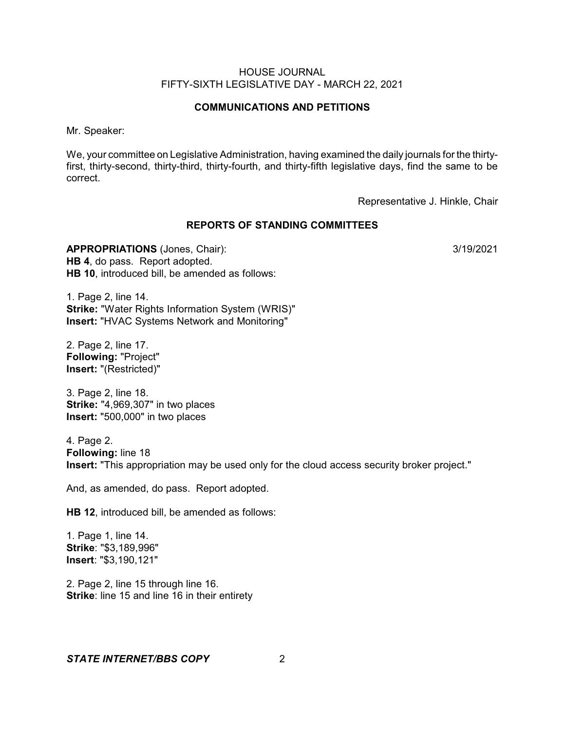## COMMUNICATIONS AND PETITIONS

Mr. Speaker:

We, your committee on Legislative Administration, having examined the daily journals for the thirty-first, thirty-second, thirty-third, thirty-fourth, and thirty-fifth legislative days, find the same to be correct.

Representative J. Hinkle, Chair

## REPORTS OF STANDING COMMITTEES

**APPROPRIATIONS** (Jones, Chair): 3/19/2021

**HB 4**, do pass. Report adopted.

**HB 10**, introduced bill, be amended as follows:

1. Page 2, line 14.
**Strike:** "Water Rights Information System (WRIS)"
**Insert:** "HVAC Systems Network and Monitoring"

2. Page 2, line 17.
**Following:** "Project"
**Insert:** "(Restricted)"

3. Page 2, line 18.
**Strike:** "4,969,307" in two places
**Insert:** "500,000" in two places

4. Page 2.
**Following:** line 18
**Insert:** "This appropriation may be used only for the cloud access security broker project."

And, as amended, do pass. Report adopted.

**HB 12**, introduced bill, be amended as follows:

1. Page 1, line 14.
**Strike**: "$3,189,996"
**Insert**: "$3,190,121"

2. Page 2, line 15 through line 16.
**Strike**: line 15 and line 16 in their entirety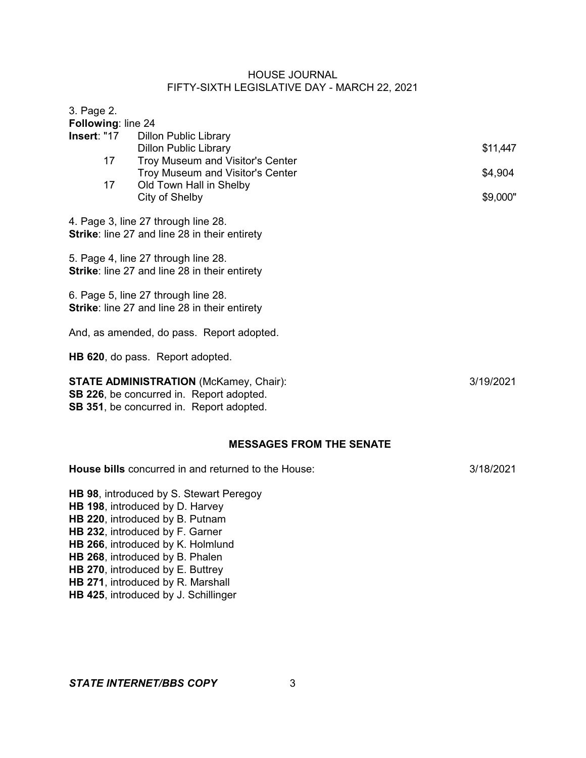3. Page 2.
**Following**: line 24
**Insert**: "17 Dillon Public Library
Dillon Public Library $11,447
17 Troy Museum and Visitor's Center
Troy Museum and Visitor's Center $4,904
17 Old Town Hall in Shelby
City of Shelby $9,000"

4. Page 3, line 27 through line 28.
**Strike**: line 27 and line 28 in their entirety

5. Page 4, line 27 through line 28.
**Strike**: line 27 and line 28 in their entirety

6. Page 5, line 27 through line 28.
**Strike**: line 27 and line 28 in their entirety

And, as amended, do pass. Report adopted.

**HB 620**, do pass. Report adopted.

**STATE ADMINISTRATION** (McKamey, Chair): 3/19/2021
**SB 226**, be concurred in. Report adopted.
**SB 351**, be concurred in. Report adopted.

## MESSAGES FROM THE SENATE

**House bills** concurred in and returned to the House: 3/18/2021

**HB 98**, introduced by S. Stewart Peregoy
**HB 198**, introduced by D. Harvey
**HB 220**, introduced by B. Putnam
**HB 232**, introduced by F. Garner
**HB 266**, introduced by K. Holmlund
**HB 268**, introduced by B. Phalen
**HB 270**, introduced by E. Buttrey
**HB 271**, introduced by R. Marshall
**HB 425**, introduced by J. Schillinger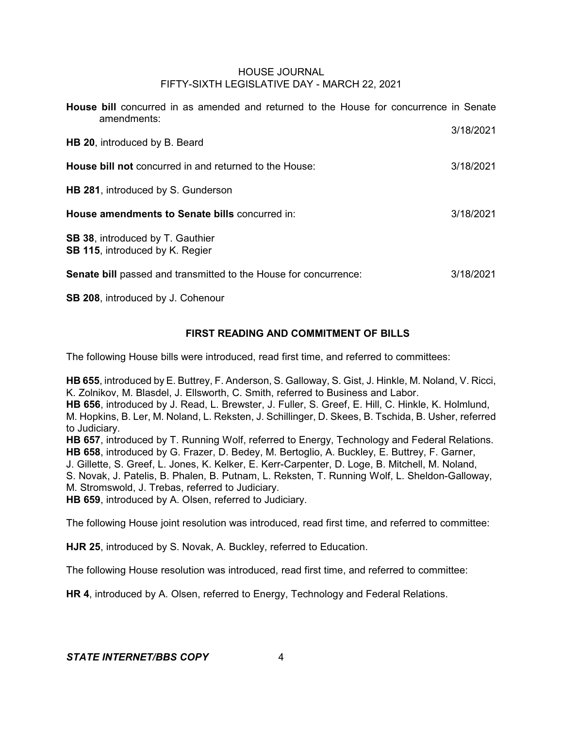**House bill** concurred in as amended and returned to the House for concurrence in Senate amendments: 3/18/2021

**HB 20**, introduced by B. Beard

**House bill not** concurred in and returned to the House: 3/18/2021

**HB 281**, introduced by S. Gunderson

**House amendments to Senate bills** concurred in: 3/18/2021

**SB 38**, introduced by T. Gauthier
**SB 115**, introduced by K. Regier

**Senate bill** passed and transmitted to the House for concurrence: 3/18/2021

**SB 208**, introduced by J. Cohenour

## FIRST READING AND COMMITMENT OF BILLS

The following House bills were introduced, read first time, and referred to committees:

**HB 655**, introduced by E. Buttrey, F. Anderson, S. Galloway, S. Gist, J. Hinkle, M. Noland, V. Ricci, K. Zolnikov, M. Blasdel, J. Ellsworth, C. Smith, referred to Business and Labor.
**HB 656**, introduced by J. Read, L. Brewster, J. Fuller, S. Greef, E. Hill, C. Hinkle, K. Holmlund, M. Hopkins, B. Ler, M. Noland, L. Reksten, J. Schillinger, D. Skees, B. Tschida, B. Usher, referred to Judiciary.
**HB 657**, introduced by T. Running Wolf, referred to Energy, Technology and Federal Relations.
**HB 658**, introduced by G. Frazer, D. Bedey, M. Bertoglio, A. Buckley, E. Buttrey, F. Garner, J. Gillette, S. Greef, L. Jones, K. Kelker, E. Kerr-Carpenter, D. Loge, B. Mitchell, M. Noland, S. Novak, J. Patelis, B. Phalen, B. Putnam, L. Reksten, T. Running Wolf, L. Sheldon-Galloway, M. Stromswold, J. Trebas, referred to Judiciary.
**HB 659**, introduced by A. Olsen, referred to Judiciary.

The following House joint resolution was introduced, read first time, and referred to committee:

**HJR 25**, introduced by S. Novak, A. Buckley, referred to Education.

The following House resolution was introduced, read first time, and referred to committee:

**HR 4**, introduced by A. Olsen, referred to Energy, Technology and Federal Relations.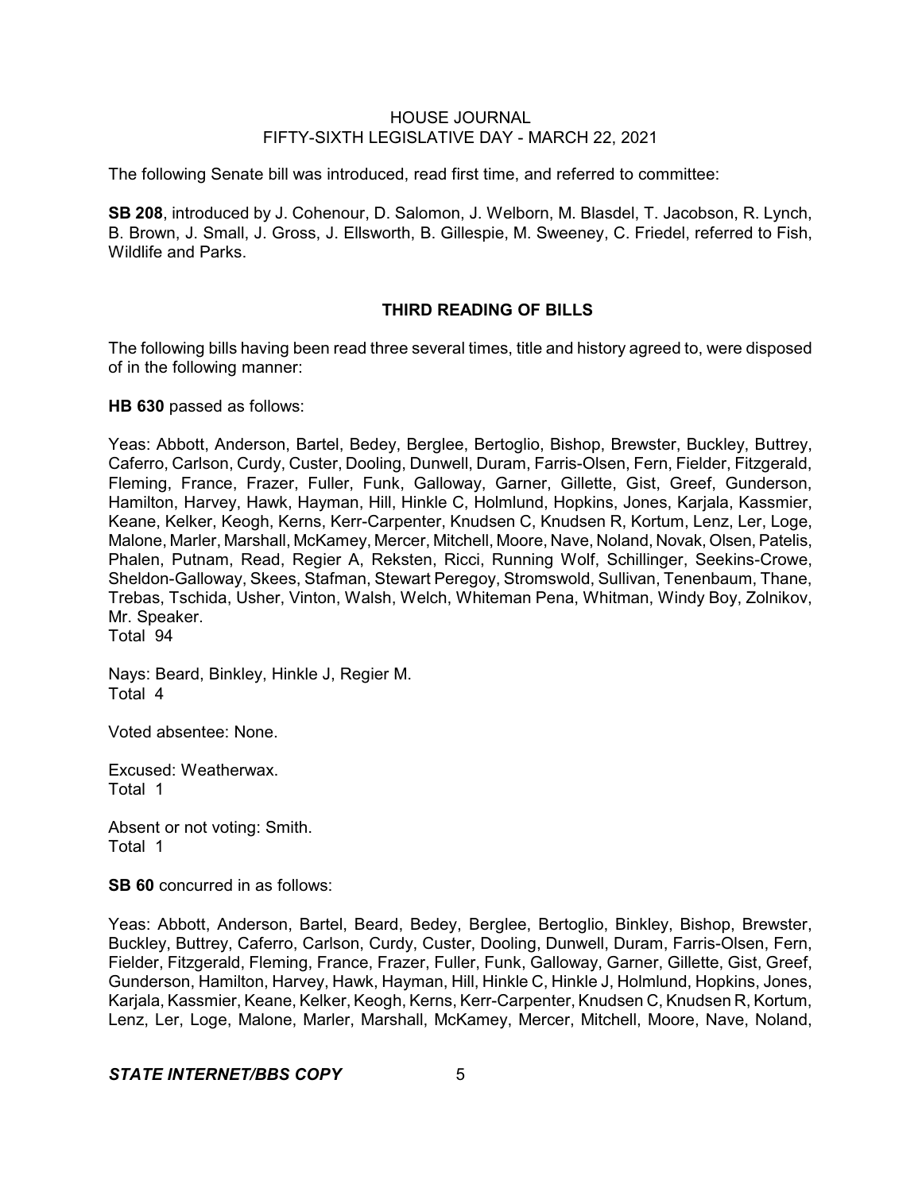The following Senate bill was introduced, read first time, and referred to committee:

**SB 208**, introduced by J. Cohenour, D. Salomon, J. Welborn, M. Blasdel, T. Jacobson, R. Lynch, B. Brown, J. Small, J. Gross, J. Ellsworth, B. Gillespie, M. Sweeney, C. Friedel, referred to Fish, Wildlife and Parks.

## THIRD READING OF BILLS

The following bills having been read three several times, title and history agreed to, were disposed of in the following manner:

**HB 630** passed as follows:

Yeas: Abbott, Anderson, Bartel, Bedey, Berglee, Bertoglio, Bishop, Brewster, Buckley, Buttrey, Caferro, Carlson, Curdy, Custer, Dooling, Dunwell, Duram, Farris-Olsen, Fern, Fielder, Fitzgerald, Fleming, France, Frazer, Fuller, Funk, Galloway, Garner, Gillette, Gist, Greef, Gunderson, Hamilton, Harvey, Hawk, Hayman, Hill, Hinkle C, Holmlund, Hopkins, Jones, Karjala, Kassmier, Keane, Kelker, Keogh, Kerns, Kerr-Carpenter, Knudsen C, Knudsen R, Kortum, Lenz, Ler, Loge, Malone, Marler, Marshall, McKamey, Mercer, Mitchell, Moore, Nave, Noland, Novak, Olsen, Patelis, Phalen, Putnam, Read, Regier A, Reksten, Ricci, Running Wolf, Schillinger, Seekins-Crowe, Sheldon-Galloway, Skees, Stafman, Stewart Peregoy, Stromswold, Sullivan, Tenenbaum, Thane, Trebas, Tschida, Usher, Vinton, Walsh, Welch, Whiteman Pena, Whitman, Windy Boy, Zolnikov, Mr. Speaker.
Total 94

Nays: Beard, Binkley, Hinkle J, Regier M.
Total 4

Voted absentee: None.

Excused: Weatherwax.
Total 1

Absent or not voting: Smith.
Total 1

**SB 60** concurred in as follows:

Yeas: Abbott, Anderson, Bartel, Beard, Bedey, Berglee, Bertoglio, Binkley, Bishop, Brewster, Buckley, Buttrey, Caferro, Carlson, Curdy, Custer, Dooling, Dunwell, Duram, Farris-Olsen, Fern, Fielder, Fitzgerald, Fleming, France, Frazer, Fuller, Funk, Galloway, Garner, Gillette, Gist, Greef, Gunderson, Hamilton, Harvey, Hawk, Hayman, Hill, Hinkle C, Hinkle J, Holmlund, Hopkins, Jones, Karjala, Kassmier, Keane, Kelker, Keogh, Kerns, Kerr-Carpenter, Knudsen C, Knudsen R, Kortum, Lenz, Ler, Loge, Malone, Marler, Marshall, McKamey, Mercer, Mitchell, Moore, Nave, Noland,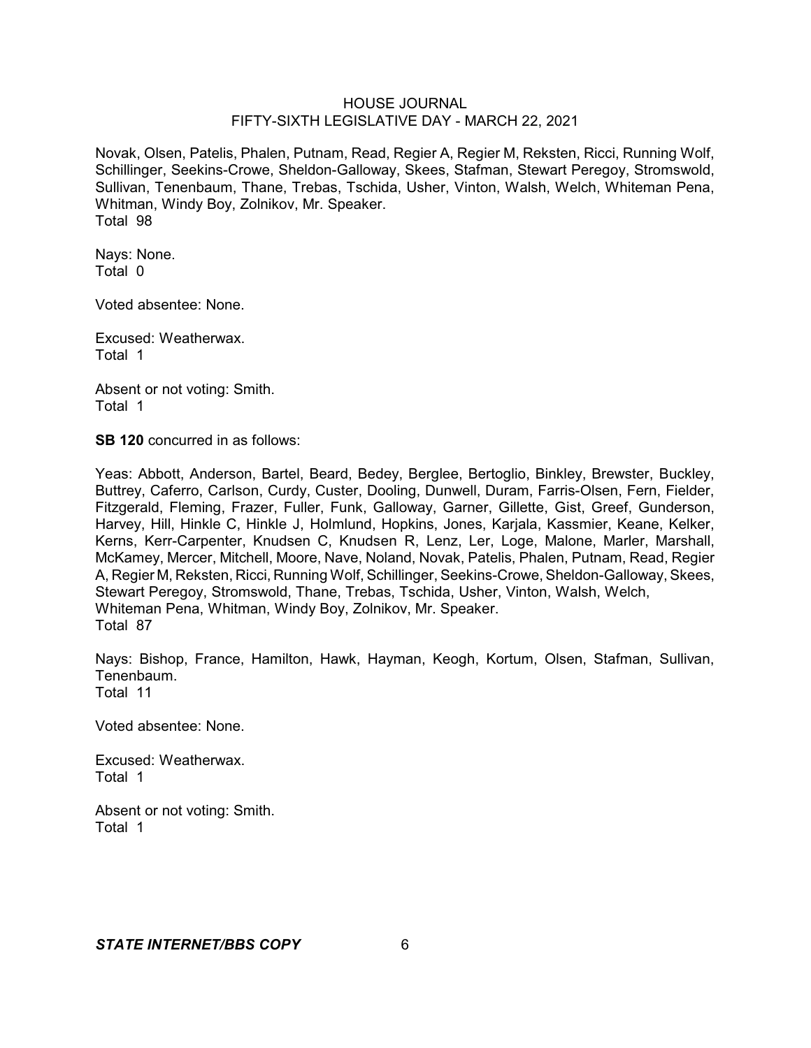Novak, Olsen, Patelis, Phalen, Putnam, Read, Regier A, Regier M, Reksten, Ricci, Running Wolf, Schillinger, Seekins-Crowe, Sheldon-Galloway, Skees, Stafman, Stewart Peregoy, Stromswold, Sullivan, Tenenbaum, Thane, Trebas, Tschida, Usher, Vinton, Walsh, Welch, Whiteman Pena, Whitman, Windy Boy, Zolnikov, Mr. Speaker.
Total 98

Nays: None.
Total 0

Voted absentee: None.

Excused: Weatherwax.
Total 1

Absent or not voting: Smith.
Total 1

**SB 120** concurred in as follows:

Yeas: Abbott, Anderson, Bartel, Beard, Bedey, Berglee, Bertoglio, Binkley, Brewster, Buckley, Buttrey, Caferro, Carlson, Curdy, Custer, Dooling, Dunwell, Duram, Farris-Olsen, Fern, Fielder, Fitzgerald, Fleming, Frazer, Fuller, Funk, Galloway, Garner, Gillette, Gist, Greef, Gunderson, Harvey, Hill, Hinkle C, Hinkle J, Holmlund, Hopkins, Jones, Karjala, Kassmier, Keane, Kelker, Kerns, Kerr-Carpenter, Knudsen C, Knudsen R, Lenz, Ler, Loge, Malone, Marler, Marshall, McKamey, Mercer, Mitchell, Moore, Nave, Noland, Novak, Patelis, Phalen, Putnam, Read, Regier A, Regier M, Reksten, Ricci, Running Wolf, Schillinger, Seekins-Crowe, Sheldon-Galloway, Skees, Stewart Peregoy, Stromswold, Thane, Trebas, Tschida, Usher, Vinton, Walsh, Welch, Whiteman Pena, Whitman, Windy Boy, Zolnikov, Mr. Speaker.
Total 87

Nays: Bishop, France, Hamilton, Hawk, Hayman, Keogh, Kortum, Olsen, Stafman, Sullivan, Tenenbaum.
Total 11

Voted absentee: None.

Excused: Weatherwax.
Total 1

Absent or not voting: Smith.
Total 1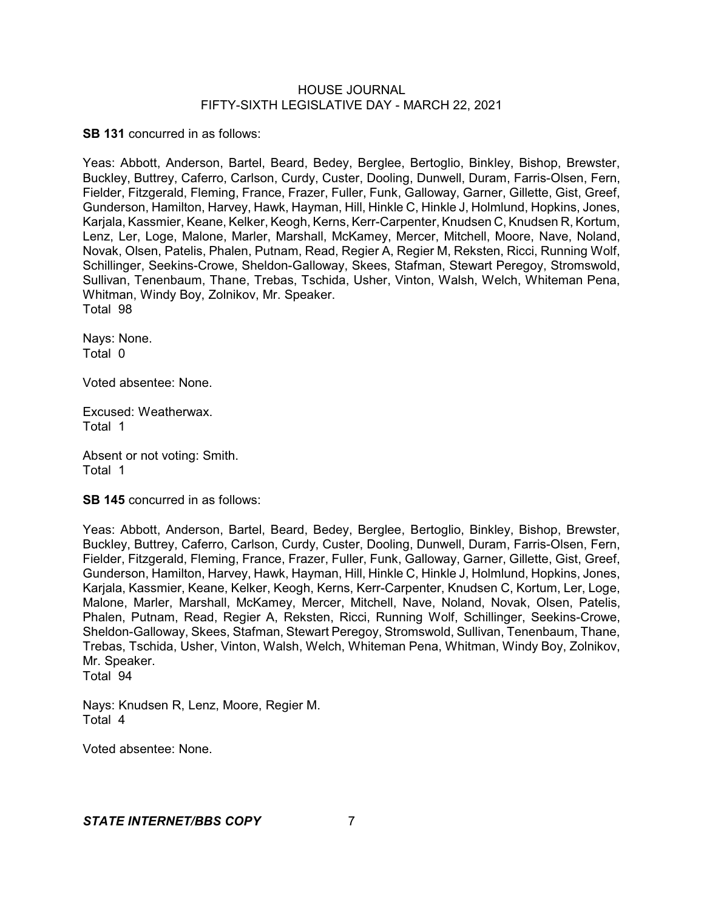**SB 131** concurred in as follows:

Yeas: Abbott, Anderson, Bartel, Beard, Bedey, Berglee, Bertoglio, Binkley, Bishop, Brewster, Buckley, Buttrey, Caferro, Carlson, Curdy, Custer, Dooling, Dunwell, Duram, Farris-Olsen, Fern, Fielder, Fitzgerald, Fleming, France, Frazer, Fuller, Funk, Galloway, Garner, Gillette, Gist, Greef, Gunderson, Hamilton, Harvey, Hawk, Hayman, Hill, Hinkle C, Hinkle J, Holmlund, Hopkins, Jones, Karjala, Kassmier, Keane, Kelker, Keogh, Kerns, Kerr-Carpenter, Knudsen C, Knudsen R, Kortum, Lenz, Ler, Loge, Malone, Marler, Marshall, McKamey, Mercer, Mitchell, Moore, Nave, Noland, Novak, Olsen, Patelis, Phalen, Putnam, Read, Regier A, Regier M, Reksten, Ricci, Running Wolf, Schillinger, Seekins-Crowe, Sheldon-Galloway, Skees, Stafman, Stewart Peregoy, Stromswold, Sullivan, Tenenbaum, Thane, Trebas, Tschida, Usher, Vinton, Walsh, Welch, Whiteman Pena, Whitman, Windy Boy, Zolnikov, Mr. Speaker.
Total 98

Nays: None.
Total 0

Voted absentee: None.

Excused: Weatherwax.
Total 1

Absent or not voting: Smith.
Total 1

**SB 145** concurred in as follows:

Yeas: Abbott, Anderson, Bartel, Beard, Bedey, Berglee, Bertoglio, Binkley, Bishop, Brewster, Buckley, Buttrey, Caferro, Carlson, Curdy, Custer, Dooling, Dunwell, Duram, Farris-Olsen, Fern, Fielder, Fitzgerald, Fleming, France, Frazer, Fuller, Funk, Galloway, Garner, Gillette, Gist, Greef, Gunderson, Hamilton, Harvey, Hawk, Hayman, Hill, Hinkle C, Hinkle J, Holmlund, Hopkins, Jones, Karjala, Kassmier, Keane, Kelker, Keogh, Kerns, Kerr-Carpenter, Knudsen C, Kortum, Ler, Loge, Malone, Marler, Marshall, McKamey, Mercer, Mitchell, Nave, Noland, Novak, Olsen, Patelis, Phalen, Putnam, Read, Regier A, Reksten, Ricci, Running Wolf, Schillinger, Seekins-Crowe, Sheldon-Galloway, Skees, Stafman, Stewart Peregoy, Stromswold, Sullivan, Tenenbaum, Thane, Trebas, Tschida, Usher, Vinton, Walsh, Welch, Whiteman Pena, Whitman, Windy Boy, Zolnikov, Mr. Speaker.
Total 94

Nays: Knudsen R, Lenz, Moore, Regier M.
Total 4

Voted absentee: None.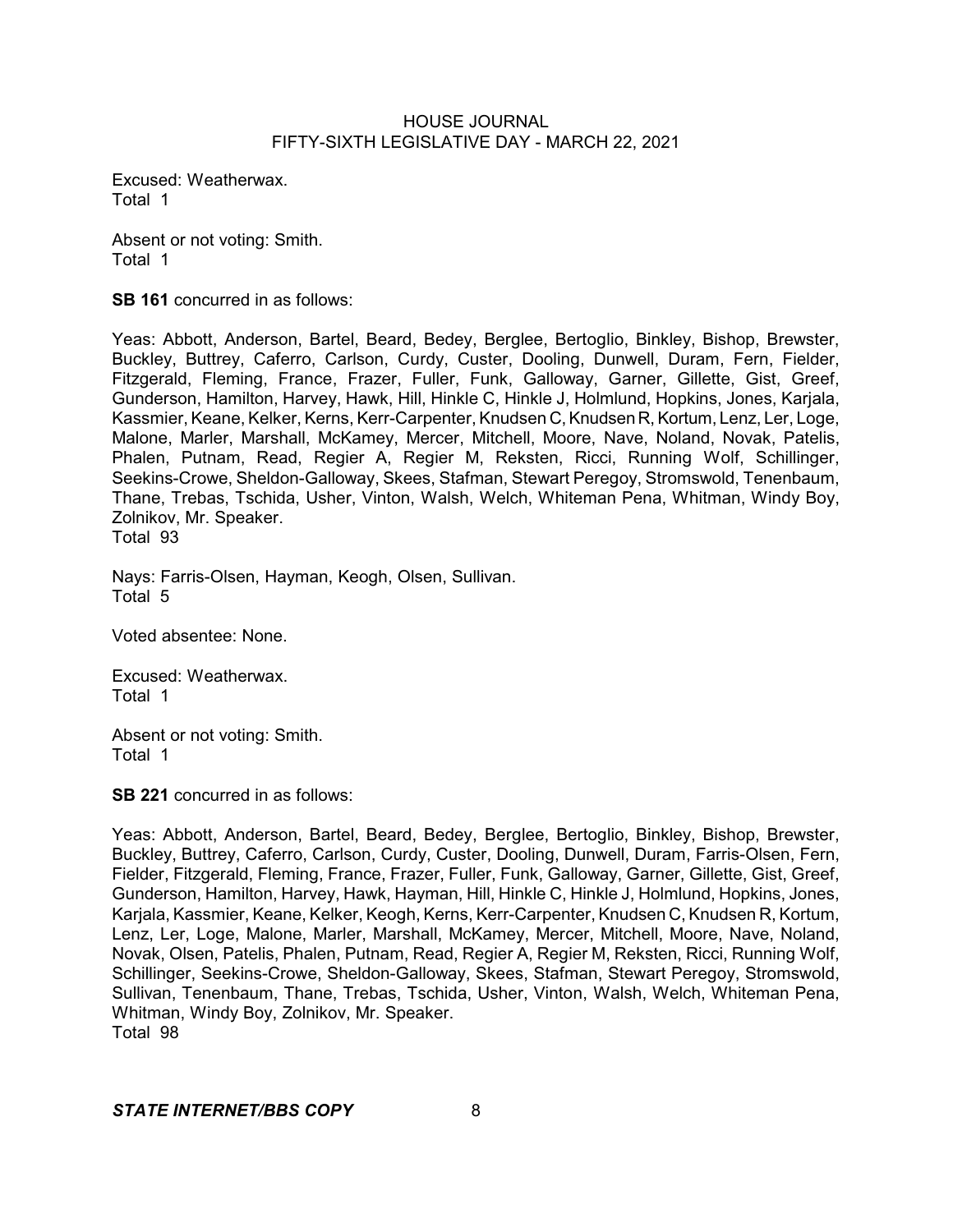Excused: Weatherwax.
Total 1

Absent or not voting: Smith.
Total 1

**SB 161** concurred in as follows:

Yeas: Abbott, Anderson, Bartel, Beard, Bedey, Berglee, Bertoglio, Binkley, Bishop, Brewster, Buckley, Buttrey, Caferro, Carlson, Curdy, Custer, Dooling, Dunwell, Duram, Fern, Fielder, Fitzgerald, Fleming, France, Frazer, Fuller, Funk, Galloway, Garner, Gillette, Gist, Greef, Gunderson, Hamilton, Harvey, Hawk, Hill, Hinkle C, Hinkle J, Holmlund, Hopkins, Jones, Karjala, Kassmier, Keane, Kelker, Kerns, Kerr-Carpenter, Knudsen C, Knudsen R, Kortum, Lenz, Ler, Loge, Malone, Marler, Marshall, McKamey, Mercer, Mitchell, Moore, Nave, Noland, Novak, Patelis, Phalen, Putnam, Read, Regier A, Regier M, Reksten, Ricci, Running Wolf, Schillinger, Seekins-Crowe, Sheldon-Galloway, Skees, Stafman, Stewart Peregoy, Stromswold, Tenenbaum, Thane, Trebas, Tschida, Usher, Vinton, Walsh, Welch, Whiteman Pena, Whitman, Windy Boy, Zolnikov, Mr. Speaker.
Total 93

Nays: Farris-Olsen, Hayman, Keogh, Olsen, Sullivan.
Total 5

Voted absentee: None.

Excused: Weatherwax.
Total 1

Absent or not voting: Smith.
Total 1

**SB 221** concurred in as follows:

Yeas: Abbott, Anderson, Bartel, Beard, Bedey, Berglee, Bertoglio, Binkley, Bishop, Brewster, Buckley, Buttrey, Caferro, Carlson, Curdy, Custer, Dooling, Dunwell, Duram, Farris-Olsen, Fern, Fielder, Fitzgerald, Fleming, France, Frazer, Fuller, Funk, Galloway, Garner, Gillette, Gist, Greef, Gunderson, Hamilton, Harvey, Hawk, Hayman, Hill, Hinkle C, Hinkle J, Holmlund, Hopkins, Jones, Karjala, Kassmier, Keane, Kelker, Keogh, Kerns, Kerr-Carpenter, Knudsen C, Knudsen R, Kortum, Lenz, Ler, Loge, Malone, Marler, Marshall, McKamey, Mercer, Mitchell, Moore, Nave, Noland, Novak, Olsen, Patelis, Phalen, Putnam, Read, Regier A, Regier M, Reksten, Ricci, Running Wolf, Schillinger, Seekins-Crowe, Sheldon-Galloway, Skees, Stafman, Stewart Peregoy, Stromswold, Sullivan, Tenenbaum, Thane, Trebas, Tschida, Usher, Vinton, Walsh, Welch, Whiteman Pena, Whitman, Windy Boy, Zolnikov, Mr. Speaker.
Total 98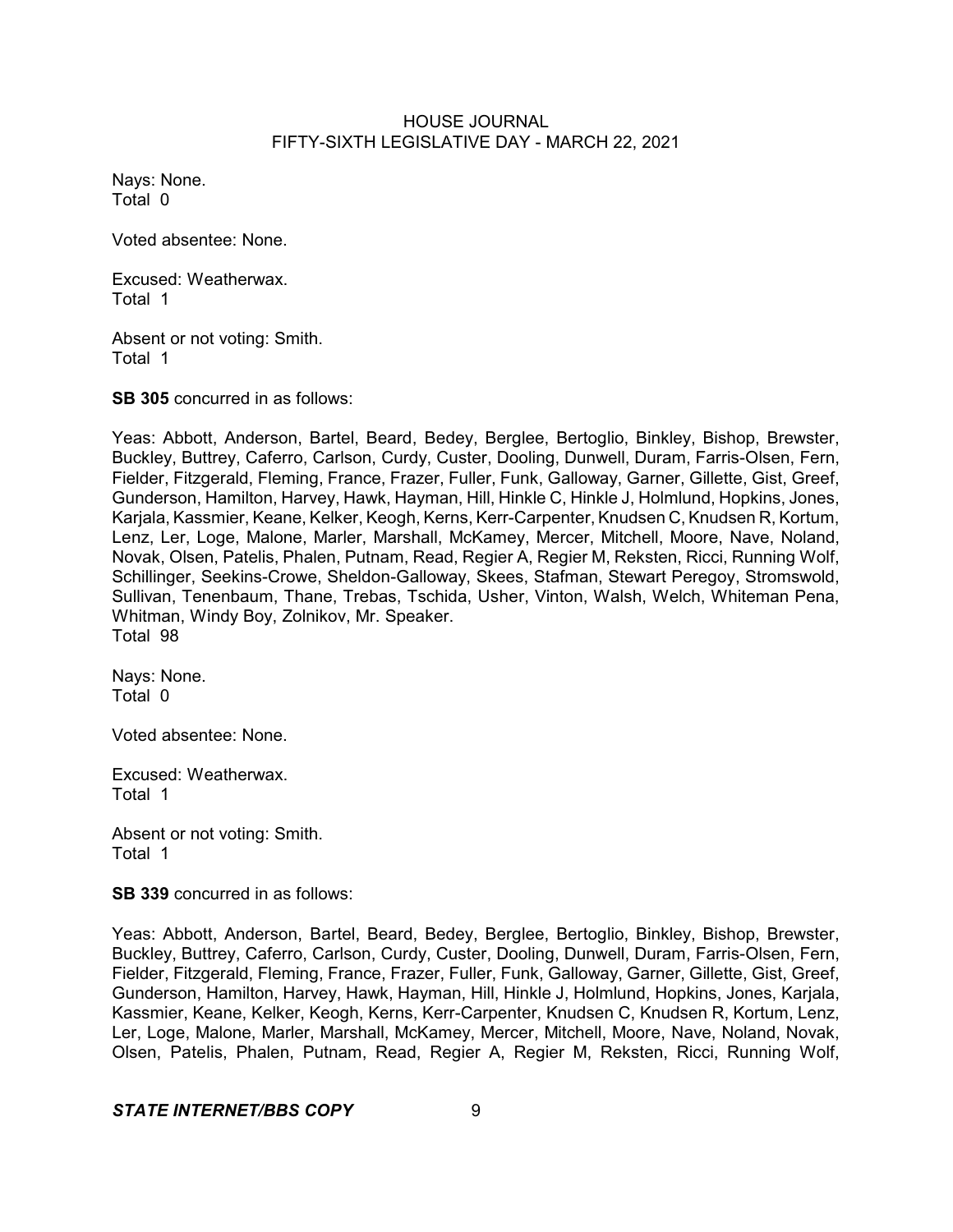Nays: None.
Total 0

Voted absentee: None.

Excused: Weatherwax.
Total 1

Absent or not voting: Smith.
Total 1

**SB 305** concurred in as follows:

Yeas: Abbott, Anderson, Bartel, Beard, Bedey, Berglee, Bertoglio, Binkley, Bishop, Brewster, Buckley, Buttrey, Caferro, Carlson, Curdy, Custer, Dooling, Dunwell, Duram, Farris-Olsen, Fern, Fielder, Fitzgerald, Fleming, France, Frazer, Fuller, Funk, Galloway, Garner, Gillette, Gist, Greef, Gunderson, Hamilton, Harvey, Hawk, Hayman, Hill, Hinkle C, Hinkle J, Holmlund, Hopkins, Jones, Karjala, Kassmier, Keane, Kelker, Keogh, Kerns, Kerr-Carpenter, Knudsen C, Knudsen R, Kortum, Lenz, Ler, Loge, Malone, Marler, Marshall, McKamey, Mercer, Mitchell, Moore, Nave, Noland, Novak, Olsen, Patelis, Phalen, Putnam, Read, Regier A, Regier M, Reksten, Ricci, Running Wolf, Schillinger, Seekins-Crowe, Sheldon-Galloway, Skees, Stafman, Stewart Peregoy, Stromswold, Sullivan, Tenenbaum, Thane, Trebas, Tschida, Usher, Vinton, Walsh, Welch, Whiteman Pena, Whitman, Windy Boy, Zolnikov, Mr. Speaker.
Total 98

Nays: None.
Total 0

Voted absentee: None.

Excused: Weatherwax.
Total 1

Absent or not voting: Smith.
Total 1

**SB 339** concurred in as follows:

Yeas: Abbott, Anderson, Bartel, Beard, Bedey, Berglee, Bertoglio, Binkley, Bishop, Brewster, Buckley, Buttrey, Caferro, Carlson, Curdy, Custer, Dooling, Dunwell, Duram, Farris-Olsen, Fern, Fielder, Fitzgerald, Fleming, France, Frazer, Fuller, Funk, Galloway, Garner, Gillette, Gist, Greef, Gunderson, Hamilton, Harvey, Hawk, Hayman, Hill, Hinkle J, Holmlund, Hopkins, Jones, Karjala, Kassmier, Keane, Kelker, Keogh, Kerns, Kerr-Carpenter, Knudsen C, Knudsen R, Kortum, Lenz, Ler, Loge, Malone, Marler, Marshall, McKamey, Mercer, Mitchell, Moore, Nave, Noland, Novak, Olsen, Patelis, Phalen, Putnam, Read, Regier A, Regier M, Reksten, Ricci, Running Wolf,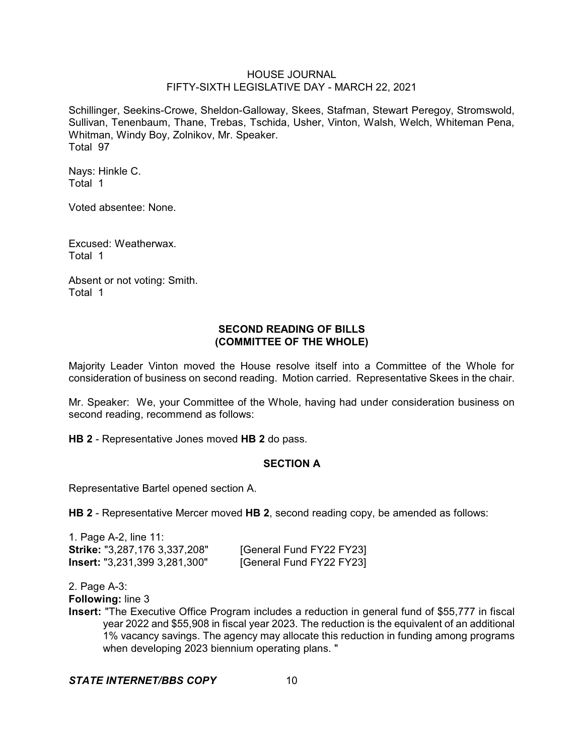Schillinger, Seekins-Crowe, Sheldon-Galloway, Skees, Stafman, Stewart Peregoy, Stromswold, Sullivan, Tenenbaum, Thane, Trebas, Tschida, Usher, Vinton, Walsh, Welch, Whiteman Pena, Whitman, Windy Boy, Zolnikov, Mr. Speaker.
Total 97

Nays: Hinkle C.
Total 1

Voted absentee: None.

Excused: Weatherwax.
Total 1

Absent or not voting: Smith.
Total 1

## SECOND READING OF BILLS
## (COMMITTEE OF THE WHOLE)

Majority Leader Vinton moved the House resolve itself into a Committee of the Whole for consideration of business on second reading. Motion carried. Representative Skees in the chair.

Mr. Speaker: We, your Committee of the Whole, having had under consideration business on second reading, recommend as follows:

**HB 2** - Representative Jones moved **HB 2** do pass.

### SECTION A

Representative Bartel opened section A.

**HB 2** - Representative Mercer moved **HB 2**, second reading copy, be amended as follows:

1. Page A-2, line 11:
**Strike:** "3,287,176 3,337,208" [General Fund FY22 FY23]
**Insert:** "3,231,399 3,281,300" [General Fund FY22 FY23]

2. Page A-3:
**Following:** line 3
**Insert:** "The Executive Office Program includes a reduction in general fund of $55,777 in fiscal year 2022 and $55,908 in fiscal year 2023. The reduction is the equivalent of an additional 1% vacancy savings. The agency may allocate this reduction in funding among programs when developing 2023 biennium operating plans. "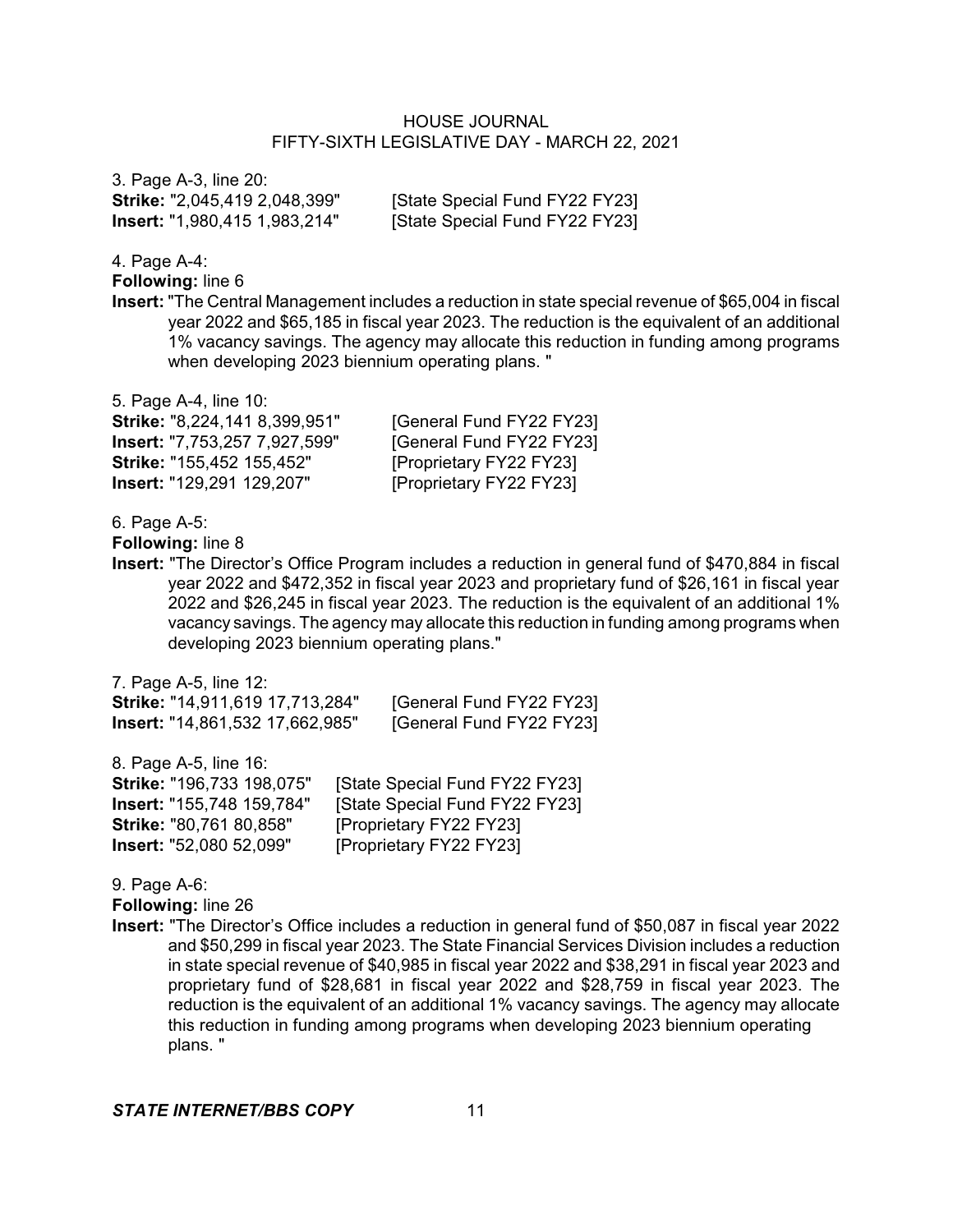3. Page A-3, line 20:

**Strike:** "2,045,419 2,048,399" [State Special Fund FY22 FY23]
**Insert:** "1,980,415 1,983,214" [State Special Fund FY22 FY23]

4. Page A-4:

**Following:** line 6

**Insert:** "The Central Management includes a reduction in state special revenue of $65,004 in fiscal year 2022 and $65,185 in fiscal year 2023. The reduction is the equivalent of an additional 1% vacancy savings. The agency may allocate this reduction in funding among programs when developing 2023 biennium operating plans. "

5. Page A-4, line 10:

**Strike:** "8,224,141 8,399,951" [General Fund FY22 FY23]
**Insert:** "7,753,257 7,927,599" [General Fund FY22 FY23]
**Strike:** "155,452 155,452" [Proprietary FY22 FY23]
**Insert:** "129,291 129,207" [Proprietary FY22 FY23]

6. Page A-5:

**Following:** line 8

**Insert:** "The Director's Office Program includes a reduction in general fund of $470,884 in fiscal year 2022 and $472,352 in fiscal year 2023 and proprietary fund of $26,161 in fiscal year 2022 and $26,245 in fiscal year 2023. The reduction is the equivalent of an additional 1% vacancy savings. The agency may allocate this reduction in funding among programs when developing 2023 biennium operating plans."

7. Page A-5, line 12:

**Strike:** "14,911,619 17,713,284" [General Fund FY22 FY23]
**Insert:** "14,861,532 17,662,985" [General Fund FY22 FY23]

8. Page A-5, line 16:

**Strike:** "196,733 198,075" [State Special Fund FY22 FY23]
**Insert:** "155,748 159,784" [State Special Fund FY22 FY23]
**Strike:** "80,761 80,858" [Proprietary FY22 FY23]
**Insert:** "52,080 52,099" [Proprietary FY22 FY23]

9. Page A-6:

**Following:** line 26

**Insert:** "The Director's Office includes a reduction in general fund of $50,087 in fiscal year 2022 and $50,299 in fiscal year 2023. The State Financial Services Division includes a reduction in state special revenue of $40,985 in fiscal year 2022 and $38,291 in fiscal year 2023 and proprietary fund of $28,681 in fiscal year 2022 and $28,759 in fiscal year 2023. The reduction is the equivalent of an additional 1% vacancy savings. The agency may allocate this reduction in funding among programs when developing 2023 biennium operating plans. "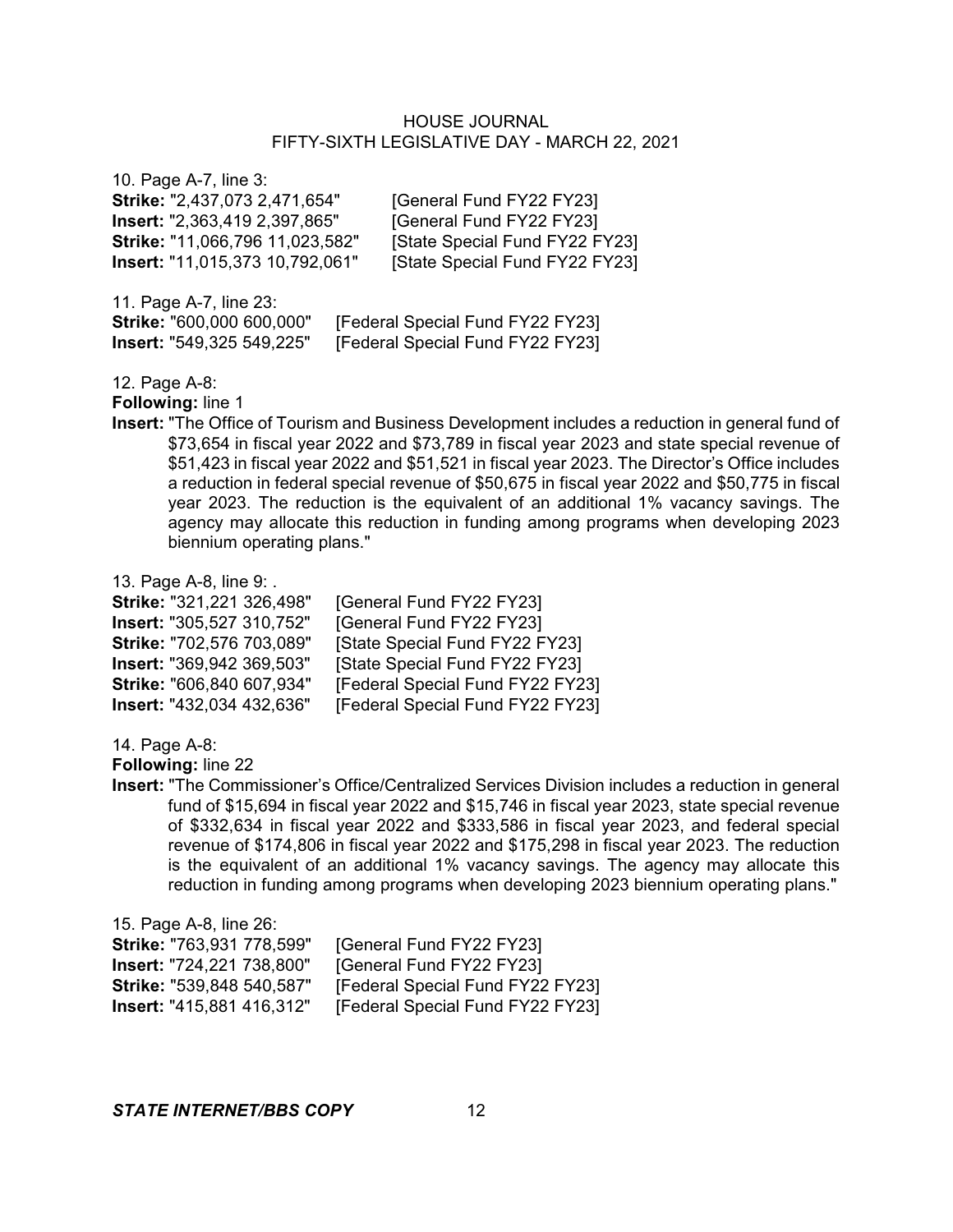10. Page A-7, line 3:
**Strike:** "2,437,073 2,471,654" [General Fund FY22 FY23]
**Insert:** "2,363,419 2,397,865" [General Fund FY22 FY23]
**Strike:** "11,066,796 11,023,582" [State Special Fund FY22 FY23]
**Insert:** "11,015,373 10,792,061" [State Special Fund FY22 FY23]

11. Page A-7, line 23:
**Strike:** "600,000 600,000" [Federal Special Fund FY22 FY23]
**Insert:** "549,325 549,225" [Federal Special Fund FY22 FY23]

12. Page A-8:
**Following:** line 1
**Insert:** "The Office of Tourism and Business Development includes a reduction in general fund of $73,654 in fiscal year 2022 and $73,789 in fiscal year 2023 and state special revenue of $51,423 in fiscal year 2022 and $51,521 in fiscal year 2023. The Director's Office includes a reduction in federal special revenue of $50,675 in fiscal year 2022 and $50,775 in fiscal year 2023. The reduction is the equivalent of an additional 1% vacancy savings. The agency may allocate this reduction in funding among programs when developing 2023 biennium operating plans."

13. Page A-8, line 9: .
**Strike:** "321,221 326,498" [General Fund FY22 FY23]
**Insert:** "305,527 310,752" [General Fund FY22 FY23]
**Strike:** "702,576 703,089" [State Special Fund FY22 FY23]
**Insert:** "369,942 369,503" [State Special Fund FY22 FY23]
**Strike:** "606,840 607,934" [Federal Special Fund FY22 FY23]
**Insert:** "432,034 432,636" [Federal Special Fund FY22 FY23]

14. Page A-8:
**Following:** line 22
**Insert:** "The Commissioner's Office/Centralized Services Division includes a reduction in general fund of $15,694 in fiscal year 2022 and $15,746 in fiscal year 2023, state special revenue of $332,634 in fiscal year 2022 and $333,586 in fiscal year 2023, and federal special revenue of $174,806 in fiscal year 2022 and $175,298 in fiscal year 2023. The reduction is the equivalent of an additional 1% vacancy savings. The agency may allocate this reduction in funding among programs when developing 2023 biennium operating plans."

15. Page A-8, line 26:
**Strike:** "763,931 778,599" [General Fund FY22 FY23]
**Insert:** "724,221 738,800" [General Fund FY22 FY23]
**Strike:** "539,848 540,587" [Federal Special Fund FY22 FY23]
**Insert:** "415,881 416,312" [Federal Special Fund FY22 FY23]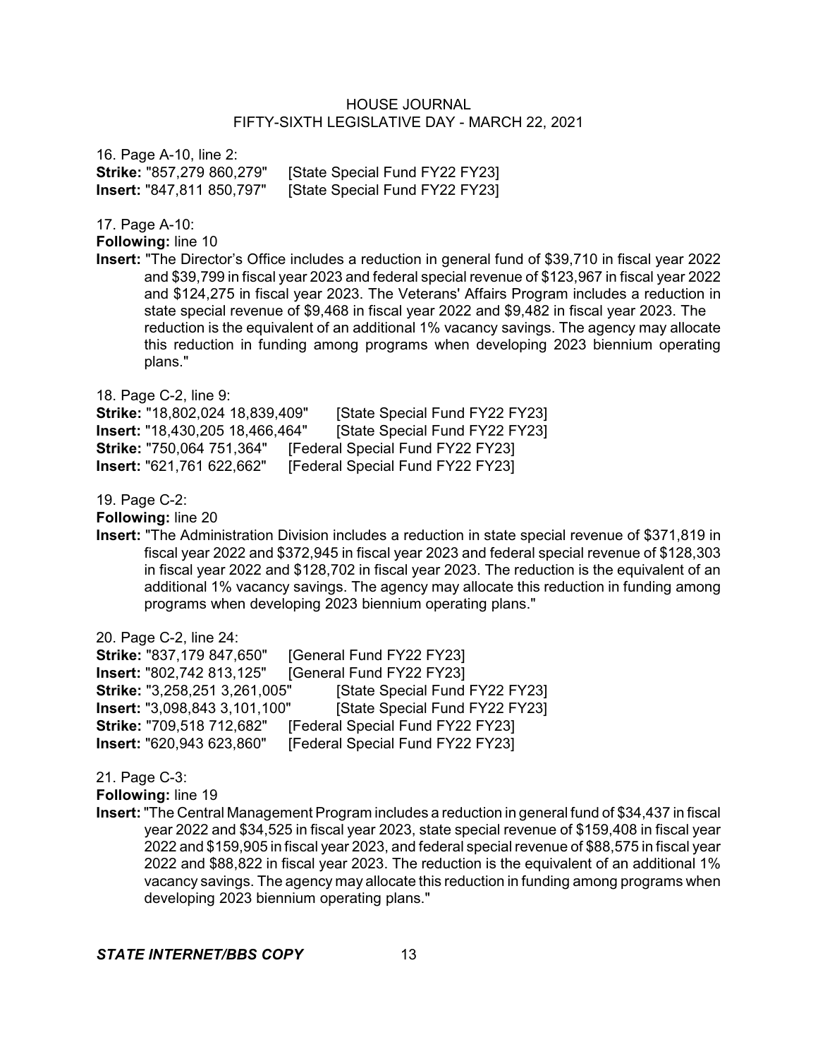16. Page A-10, line 2:
**Strike:** "857,279 860,279" [State Special Fund FY22 FY23]
**Insert:** "847,811 850,797" [State Special Fund FY22 FY23]

17. Page A-10:
**Following:** line 10
**Insert:** "The Director's Office includes a reduction in general fund of $39,710 in fiscal year 2022 and $39,799 in fiscal year 2023 and federal special revenue of $123,967 in fiscal year 2022 and $124,275 in fiscal year 2023. The Veterans' Affairs Program includes a reduction in state special revenue of $9,468 in fiscal year 2022 and $9,482 in fiscal year 2023. The reduction is the equivalent of an additional 1% vacancy savings. The agency may allocate this reduction in funding among programs when developing 2023 biennium operating plans."

18. Page C-2, line 9:
**Strike:** "18,802,024 18,839,409" [State Special Fund FY22 FY23]
**Insert:** "18,430,205 18,466,464" [State Special Fund FY22 FY23]
**Strike:** "750,064 751,364" [Federal Special Fund FY22 FY23]
**Insert:** "621,761 622,662" [Federal Special Fund FY22 FY23]

19. Page C-2:
**Following:** line 20
**Insert:** "The Administration Division includes a reduction in state special revenue of $371,819 in fiscal year 2022 and $372,945 in fiscal year 2023 and federal special revenue of $128,303 in fiscal year 2022 and $128,702 in fiscal year 2023. The reduction is the equivalent of an additional 1% vacancy savings. The agency may allocate this reduction in funding among programs when developing 2023 biennium operating plans."

20. Page C-2, line 24:
**Strike:** "837,179 847,650" [General Fund FY22 FY23]
**Insert:** "802,742 813,125" [General Fund FY22 FY23]
**Strike:** "3,258,251 3,261,005" [State Special Fund FY22 FY23]
**Insert:** "3,098,843 3,101,100" [State Special Fund FY22 FY23]
**Strike:** "709,518 712,682" [Federal Special Fund FY22 FY23]
**Insert:** "620,943 623,860" [Federal Special Fund FY22 FY23]

21. Page C-3:
**Following:** line 19
**Insert:** "The Central Management Program includes a reduction in general fund of $34,437 in fiscal year 2022 and $34,525 in fiscal year 2023, state special revenue of $159,408 in fiscal year 2022 and $159,905 in fiscal year 2023, and federal special revenue of $88,575 in fiscal year 2022 and $88,822 in fiscal year 2023. The reduction is the equivalent of an additional 1% vacancy savings. The agency may allocate this reduction in funding among programs when developing 2023 biennium operating plans."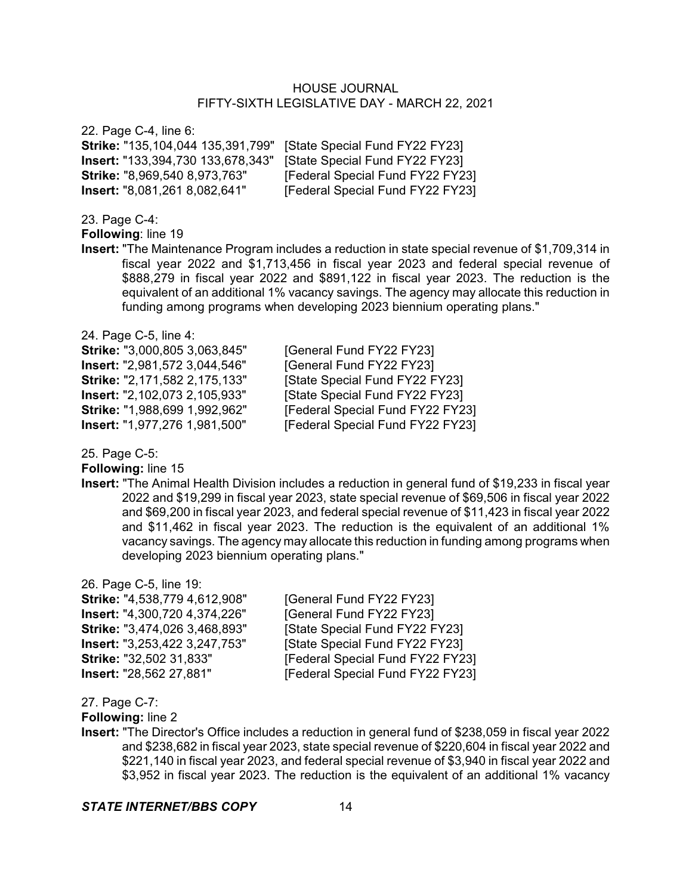22. Page C-4, line 6:

**Strike:** "135,104,044 135,391,799" [State Special Fund FY22 FY23]
**Insert:** "133,394,730 133,678,343" [State Special Fund FY22 FY23]
**Strike:** "8,969,540 8,973,763" [Federal Special Fund FY22 FY23]
**Insert:** "8,081,261 8,082,641" [Federal Special Fund FY22 FY23]

23. Page C-4:

**Following**: line 19

**Insert:** "The Maintenance Program includes a reduction in state special revenue of $1,709,314 in fiscal year 2022 and $1,713,456 in fiscal year 2023 and federal special revenue of $888,279 in fiscal year 2022 and $891,122 in fiscal year 2023. The reduction is the equivalent of an additional 1% vacancy savings. The agency may allocate this reduction in funding among programs when developing 2023 biennium operating plans."

24. Page C-5, line 4:

**Strike:** "3,000,805 3,063,845" [General Fund FY22 FY23]
**Insert:** "2,981,572 3,044,546" [General Fund FY22 FY23]
**Strike:** "2,171,582 2,175,133" [State Special Fund FY22 FY23]
**Insert:** "2,102,073 2,105,933" [State Special Fund FY22 FY23]
**Strike:** "1,988,699 1,992,962" [Federal Special Fund FY22 FY23]
**Insert:** "1,977,276 1,981,500" [Federal Special Fund FY22 FY23]

25. Page C-5:

**Following:** line 15

**Insert:** "The Animal Health Division includes a reduction in general fund of $19,233 in fiscal year 2022 and $19,299 in fiscal year 2023, state special revenue of $69,506 in fiscal year 2022 and $69,200 in fiscal year 2023, and federal special revenue of $11,423 in fiscal year 2022 and $11,462 in fiscal year 2023. The reduction is the equivalent of an additional 1% vacancy savings. The agency may allocate this reduction in funding among programs when developing 2023 biennium operating plans."

26. Page C-5, line 19:

**Strike:** "4,538,779 4,612,908" [General Fund FY22 FY23]
**Insert:** "4,300,720 4,374,226" [General Fund FY22 FY23]
**Strike:** "3,474,026 3,468,893" [State Special Fund FY22 FY23]
**Insert:** "3,253,422 3,247,753" [State Special Fund FY22 FY23]
**Strike:** "32,502 31,833" [Federal Special Fund FY22 FY23]
**Insert:** "28,562 27,881" [Federal Special Fund FY22 FY23]

27. Page C-7:

**Following:** line 2

**Insert:** "The Director's Office includes a reduction in general fund of $238,059 in fiscal year 2022 and $238,682 in fiscal year 2023, state special revenue of $220,604 in fiscal year 2022 and $221,140 in fiscal year 2023, and federal special revenue of $3,940 in fiscal year 2022 and $3,952 in fiscal year 2023. The reduction is the equivalent of an additional 1% vacancy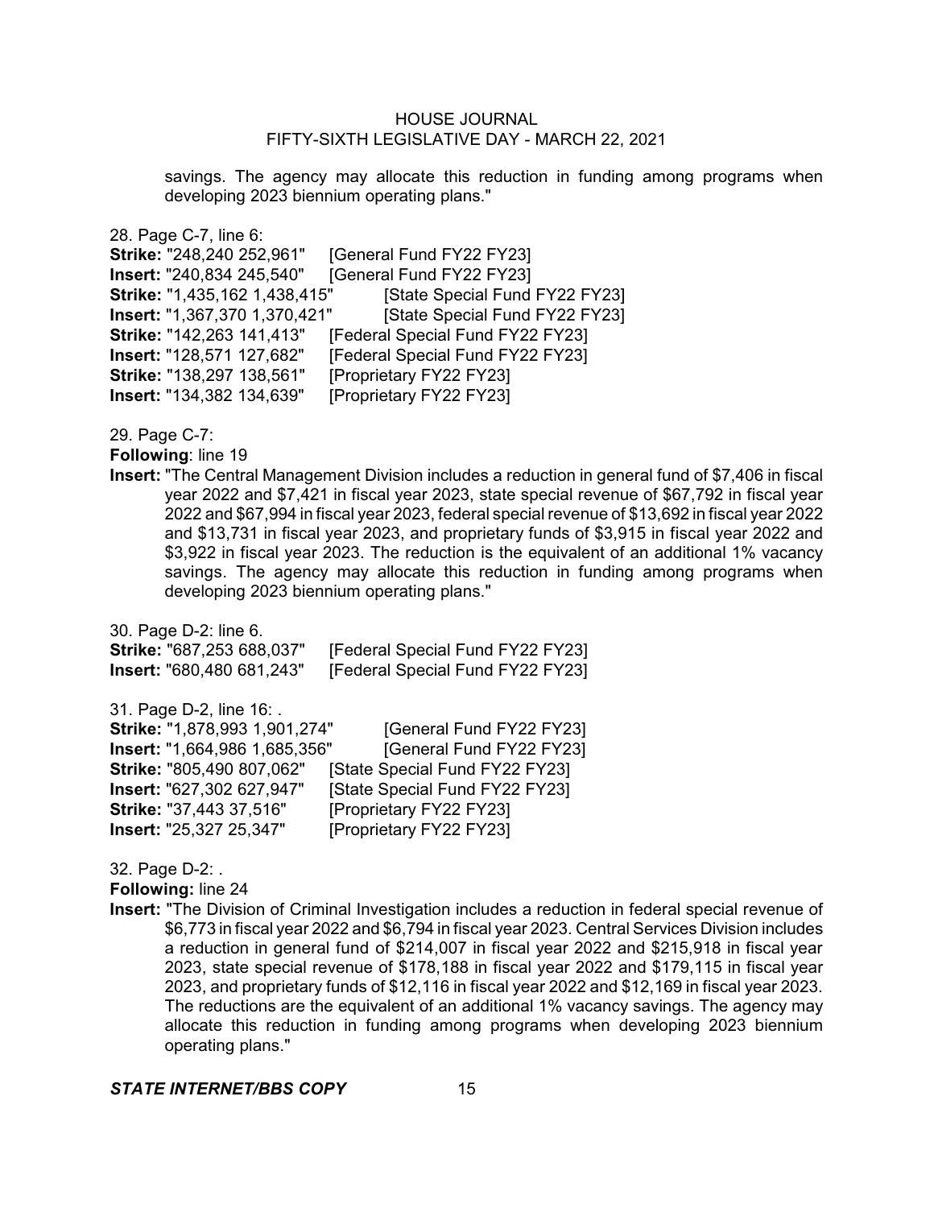savings. The agency may allocate this reduction in funding among programs when developing 2023 biennium operating plans."

28. Page C-7, line 6:
**Strike:** "248,240 252,961" [General Fund FY22 FY23]
**Insert:** "240,834 245,540" [General Fund FY22 FY23]
**Strike:** "1,435,162 1,438,415" [State Special Fund FY22 FY23]
**Insert:** "1,367,370 1,370,421" [State Special Fund FY22 FY23]
**Strike:** "142,263 141,413" [Federal Special Fund FY22 FY23]
**Insert:** "128,571 127,682" [Federal Special Fund FY22 FY23]
**Strike:** "138,297 138,561" [Proprietary FY22 FY23]
**Insert:** "134,382 134,639" [Proprietary FY22 FY23]

29. Page C-7:
**Following**: line 19
**Insert:** "The Central Management Division includes a reduction in general fund of $7,406 in fiscal year 2022 and $7,421 in fiscal year 2023, state special revenue of $67,792 in fiscal year 2022 and $67,994 in fiscal year 2023, federal special revenue of $13,692 in fiscal year 2022 and $13,731 in fiscal year 2023, and proprietary funds of $3,915 in fiscal year 2022 and $3,922 in fiscal year 2023. The reduction is the equivalent of an additional 1% vacancy savings. The agency may allocate this reduction in funding among programs when developing 2023 biennium operating plans."

30. Page D-2: line 6.
**Strike:** "687,253 688,037" [Federal Special Fund FY22 FY23]
**Insert:** "680,480 681,243" [Federal Special Fund FY22 FY23]

31. Page D-2, line 16: .
**Strike:** "1,878,993 1,901,274" [General Fund FY22 FY23]
**Insert:** "1,664,986 1,685,356" [General Fund FY22 FY23]
**Strike:** "805,490 807,062" [State Special Fund FY22 FY23]
**Insert:** "627,302 627,947" [State Special Fund FY22 FY23]
**Strike:** "37,443 37,516" [Proprietary FY22 FY23]
**Insert:** "25,327 25,347" [Proprietary FY22 FY23]

32. Page D-2: .
**Following:** line 24
**Insert:** "The Division of Criminal Investigation includes a reduction in federal special revenue of $6,773 in fiscal year 2022 and $6,794 in fiscal year 2023. Central Services Division includes a reduction in general fund of $214,007 in fiscal year 2022 and $215,918 in fiscal year 2023, state special revenue of $178,188 in fiscal year 2022 and $179,115 in fiscal year 2023, and proprietary funds of $12,116 in fiscal year 2022 and $12,169 in fiscal year 2023. The reductions are the equivalent of an additional 1% vacancy savings. The agency may allocate this reduction in funding among programs when developing 2023 biennium operating plans."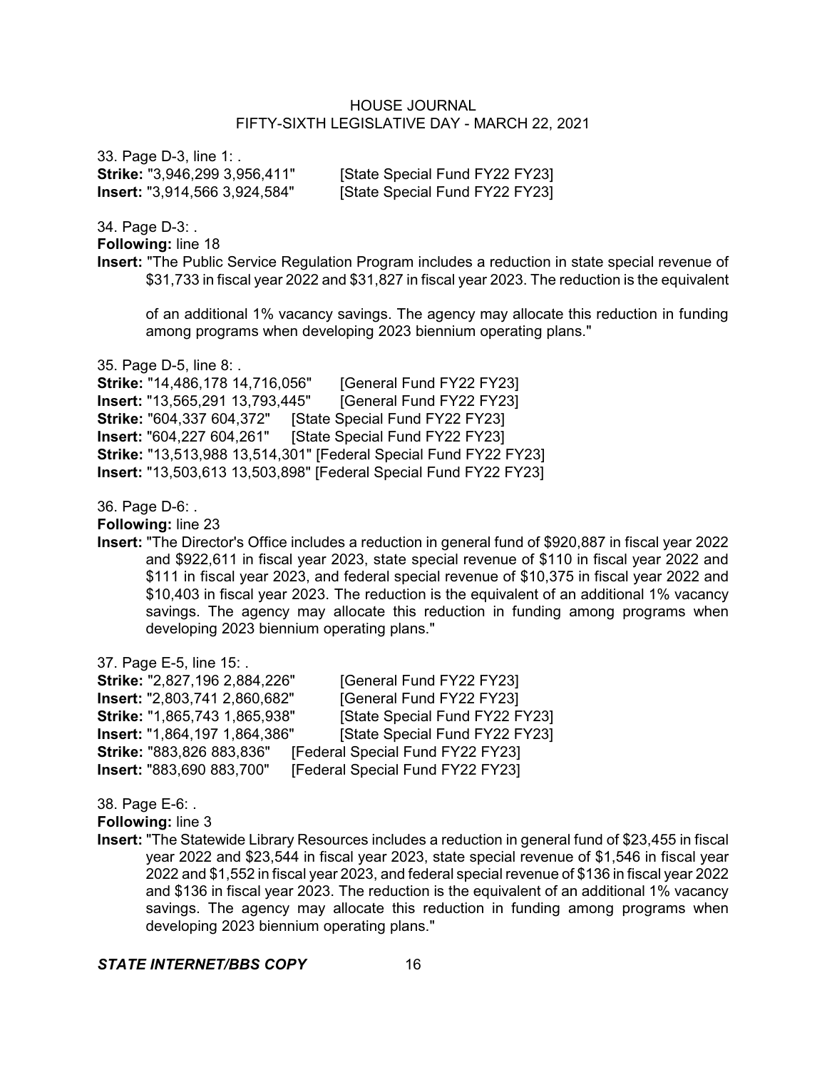33. Page D-3, line 1: .
**Strike:** "3,946,299 3,956,411" [State Special Fund FY22 FY23]
**Insert:** "3,914,566 3,924,584" [State Special Fund FY22 FY23]

34. Page D-3: .
**Following:** line 18
**Insert:** "The Public Service Regulation Program includes a reduction in state special revenue of $31,733 in fiscal year 2022 and $31,827 in fiscal year 2023. The reduction is the equivalent of an additional 1% vacancy savings. The agency may allocate this reduction in funding among programs when developing 2023 biennium operating plans."

35. Page D-5, line 8: .
**Strike:** "14,486,178 14,716,056" [General Fund FY22 FY23]
**Insert:** "13,565,291 13,793,445" [General Fund FY22 FY23]
**Strike:** "604,337 604,372" [State Special Fund FY22 FY23]
**Insert:** "604,227 604,261" [State Special Fund FY22 FY23]
**Strike:** "13,513,988 13,514,301" [Federal Special Fund FY22 FY23]
**Insert:** "13,503,613 13,503,898" [Federal Special Fund FY22 FY23]

36. Page D-6: .
**Following:** line 23
**Insert:** "The Director's Office includes a reduction in general fund of $920,887 in fiscal year 2022 and $922,611 in fiscal year 2023, state special revenue of $110 in fiscal year 2022 and $111 in fiscal year 2023, and federal special revenue of $10,375 in fiscal year 2022 and $10,403 in fiscal year 2023. The reduction is the equivalent of an additional 1% vacancy savings. The agency may allocate this reduction in funding among programs when developing 2023 biennium operating plans."

37. Page E-5, line 15: .
**Strike:** "2,827,196 2,884,226" [General Fund FY22 FY23]
**Insert:** "2,803,741 2,860,682" [General Fund FY22 FY23]
**Strike:** "1,865,743 1,865,938" [State Special Fund FY22 FY23]
**Insert:** "1,864,197 1,864,386" [State Special Fund FY22 FY23]
**Strike:** "883,826 883,836" [Federal Special Fund FY22 FY23]
**Insert:** "883,690 883,700" [Federal Special Fund FY22 FY23]

38. Page E-6: .
**Following:** line 3
**Insert:** "The Statewide Library Resources includes a reduction in general fund of $23,455 in fiscal year 2022 and $23,544 in fiscal year 2023, state special revenue of $1,546 in fiscal year 2022 and $1,552 in fiscal year 2023, and federal special revenue of $136 in fiscal year 2022 and $136 in fiscal year 2023. The reduction is the equivalent of an additional 1% vacancy savings. The agency may allocate this reduction in funding among programs when developing 2023 biennium operating plans."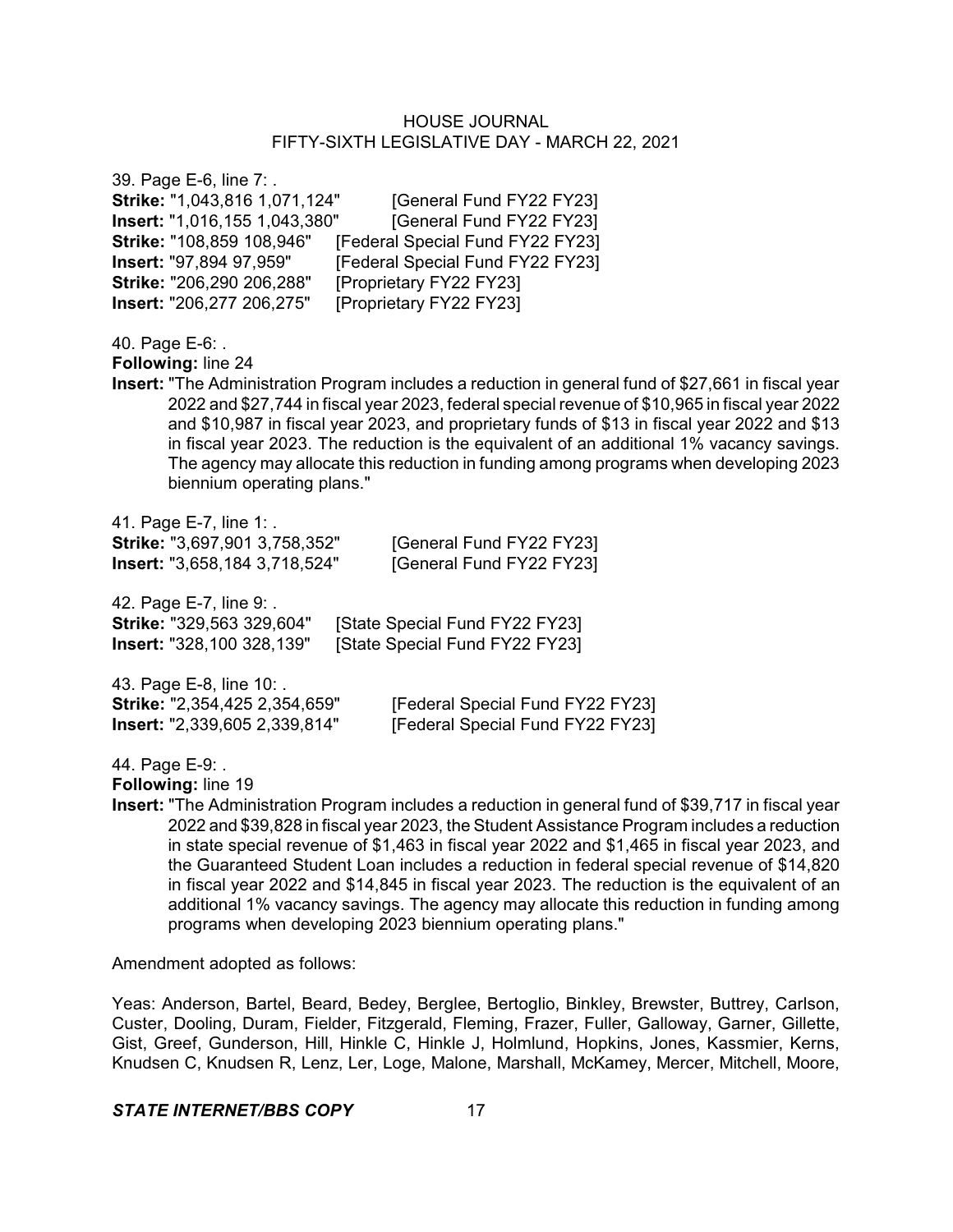39. Page E-6, line 7: .

**Strike:** "1,043,816 1,071,124" [General Fund FY22 FY23]
**Insert:** "1,016,155 1,043,380" [General Fund FY22 FY23]
**Strike:** "108,859 108,946" [Federal Special Fund FY22 FY23]
**Insert:** "97,894 97,959" [Federal Special Fund FY22 FY23]
**Strike:** "206,290 206,288" [Proprietary FY22 FY23]
**Insert:** "206,277 206,275" [Proprietary FY22 FY23]

40. Page E-6: .

**Following:** line 24
**Insert:** "The Administration Program includes a reduction in general fund of $27,661 in fiscal year 2022 and $27,744 in fiscal year 2023, federal special revenue of $10,965 in fiscal year 2022 and $10,987 in fiscal year 2023, and proprietary funds of $13 in fiscal year 2022 and $13 in fiscal year 2023. The reduction is the equivalent of an additional 1% vacancy savings. The agency may allocate this reduction in funding among programs when developing 2023 biennium operating plans."

41. Page E-7, line 1: .

**Strike:** "3,697,901 3,758,352" [General Fund FY22 FY23]
**Insert:** "3,658,184 3,718,524" [General Fund FY22 FY23]

42. Page E-7, line 9: .

**Strike:** "329,563 329,604" [State Special Fund FY22 FY23]
**Insert:** "328,100 328,139" [State Special Fund FY22 FY23]

43. Page E-8, line 10: .

**Strike:** "2,354,425 2,354,659" [Federal Special Fund FY22 FY23]
**Insert:** "2,339,605 2,339,814" [Federal Special Fund FY22 FY23]

44. Page E-9: .

**Following:** line 19
**Insert:** "The Administration Program includes a reduction in general fund of $39,717 in fiscal year 2022 and $39,828 in fiscal year 2023, the Student Assistance Program includes a reduction in state special revenue of $1,463 in fiscal year 2022 and $1,465 in fiscal year 2023, and the Guaranteed Student Loan includes a reduction in federal special revenue of $14,820 in fiscal year 2022 and $14,845 in fiscal year 2023. The reduction is the equivalent of an additional 1% vacancy savings. The agency may allocate this reduction in funding among programs when developing 2023 biennium operating plans."

Amendment adopted as follows:

Yeas: Anderson, Bartel, Beard, Bedey, Berglee, Bertoglio, Binkley, Brewster, Buttrey, Carlson, Custer, Dooling, Duram, Fielder, Fitzgerald, Fleming, Frazer, Fuller, Galloway, Garner, Gillette, Gist, Greef, Gunderson, Hill, Hinkle C, Hinkle J, Holmlund, Hopkins, Jones, Kassmier, Kerns, Knudsen C, Knudsen R, Lenz, Ler, Loge, Malone, Marshall, McKamey, Mercer, Mitchell, Moore,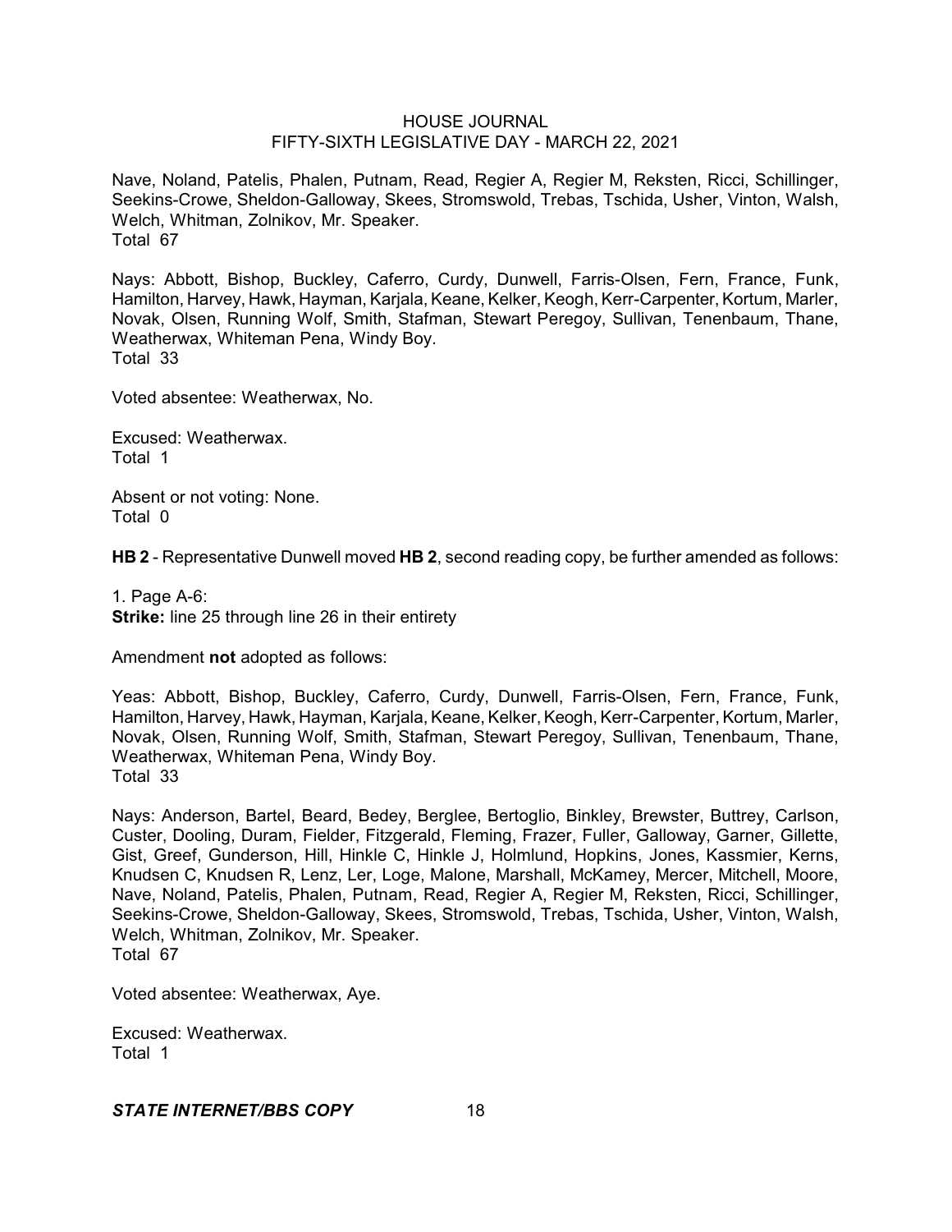Nave, Noland, Patelis, Phalen, Putnam, Read, Regier A, Regier M, Reksten, Ricci, Schillinger, Seekins-Crowe, Sheldon-Galloway, Skees, Stromswold, Trebas, Tschida, Usher, Vinton, Walsh, Welch, Whitman, Zolnikov, Mr. Speaker.
Total 67

Nays: Abbott, Bishop, Buckley, Caferro, Curdy, Dunwell, Farris-Olsen, Fern, France, Funk, Hamilton, Harvey, Hawk, Hayman, Karjala, Keane, Kelker, Keogh, Kerr-Carpenter, Kortum, Marler, Novak, Olsen, Running Wolf, Smith, Stafman, Stewart Peregoy, Sullivan, Tenenbaum, Thane, Weatherwax, Whiteman Pena, Windy Boy.
Total 33

Voted absentee: Weatherwax, No.

Excused: Weatherwax.
Total 1

Absent or not voting: None.
Total 0

**HB 2** - Representative Dunwell moved **HB 2**, second reading copy, be further amended as follows:

1. Page A-6:
**Strike:** line 25 through line 26 in their entirety

Amendment **not** adopted as follows:

Yeas: Abbott, Bishop, Buckley, Caferro, Curdy, Dunwell, Farris-Olsen, Fern, France, Funk, Hamilton, Harvey, Hawk, Hayman, Karjala, Keane, Kelker, Keogh, Kerr-Carpenter, Kortum, Marler, Novak, Olsen, Running Wolf, Smith, Stafman, Stewart Peregoy, Sullivan, Tenenbaum, Thane, Weatherwax, Whiteman Pena, Windy Boy.
Total 33

Nays: Anderson, Bartel, Beard, Bedey, Berglee, Bertoglio, Binkley, Brewster, Buttrey, Carlson, Custer, Dooling, Duram, Fielder, Fitzgerald, Fleming, Frazer, Fuller, Galloway, Garner, Gillette, Gist, Greef, Gunderson, Hill, Hinkle C, Hinkle J, Holmlund, Hopkins, Jones, Kassmier, Kerns, Knudsen C, Knudsen R, Lenz, Ler, Loge, Malone, Marshall, McKamey, Mercer, Mitchell, Moore, Nave, Noland, Patelis, Phalen, Putnam, Read, Regier A, Regier M, Reksten, Ricci, Schillinger, Seekins-Crowe, Sheldon-Galloway, Skees, Stromswold, Trebas, Tschida, Usher, Vinton, Walsh, Welch, Whitman, Zolnikov, Mr. Speaker.
Total 67

Voted absentee: Weatherwax, Aye.

Excused: Weatherwax.
Total 1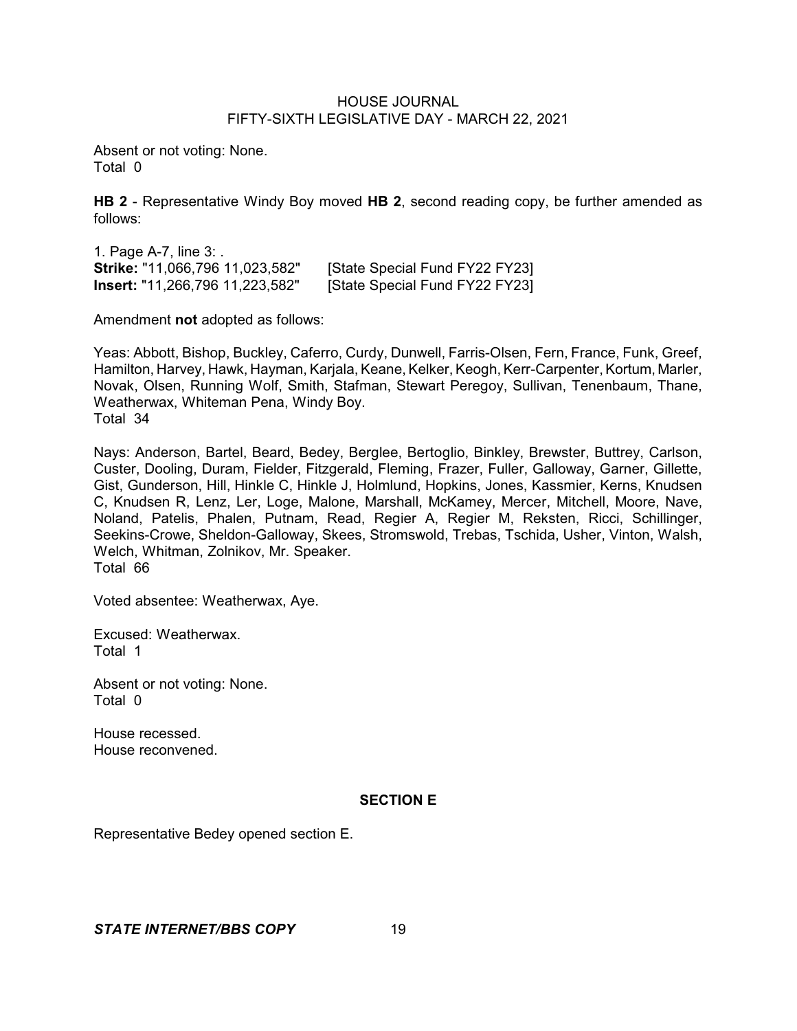Absent or not voting: None.
Total 0

**HB 2** - Representative Windy Boy moved **HB 2**, second reading copy, be further amended as follows:

1. Page A-7, line 3: .
**Strike:** "11,066,796 11,023,582" [State Special Fund FY22 FY23]
**Insert:** "11,266,796 11,223,582" [State Special Fund FY22 FY23]

Amendment **not** adopted as follows:

Yeas: Abbott, Bishop, Buckley, Caferro, Curdy, Dunwell, Farris-Olsen, Fern, France, Funk, Greef, Hamilton, Harvey, Hawk, Hayman, Karjala, Keane, Kelker, Keogh, Kerr-Carpenter, Kortum, Marler, Novak, Olsen, Running Wolf, Smith, Stafman, Stewart Peregoy, Sullivan, Tenenbaum, Thane, Weatherwax, Whiteman Pena, Windy Boy.
Total 34

Nays: Anderson, Bartel, Beard, Bedey, Berglee, Bertoglio, Binkley, Brewster, Buttrey, Carlson, Custer, Dooling, Duram, Fielder, Fitzgerald, Fleming, Frazer, Fuller, Galloway, Garner, Gillette, Gist, Gunderson, Hill, Hinkle C, Hinkle J, Holmlund, Hopkins, Jones, Kassmier, Kerns, Knudsen C, Knudsen R, Lenz, Ler, Loge, Malone, Marshall, McKamey, Mercer, Mitchell, Moore, Nave, Noland, Patelis, Phalen, Putnam, Read, Regier A, Regier M, Reksten, Ricci, Schillinger, Seekins-Crowe, Sheldon-Galloway, Skees, Stromswold, Trebas, Tschida, Usher, Vinton, Walsh, Welch, Whitman, Zolnikov, Mr. Speaker.
Total 66

Voted absentee: Weatherwax, Aye.

Excused: Weatherwax.
Total 1

Absent or not voting: None.
Total 0

House recessed.
House reconvened.

## SECTION E

Representative Bedey opened section E.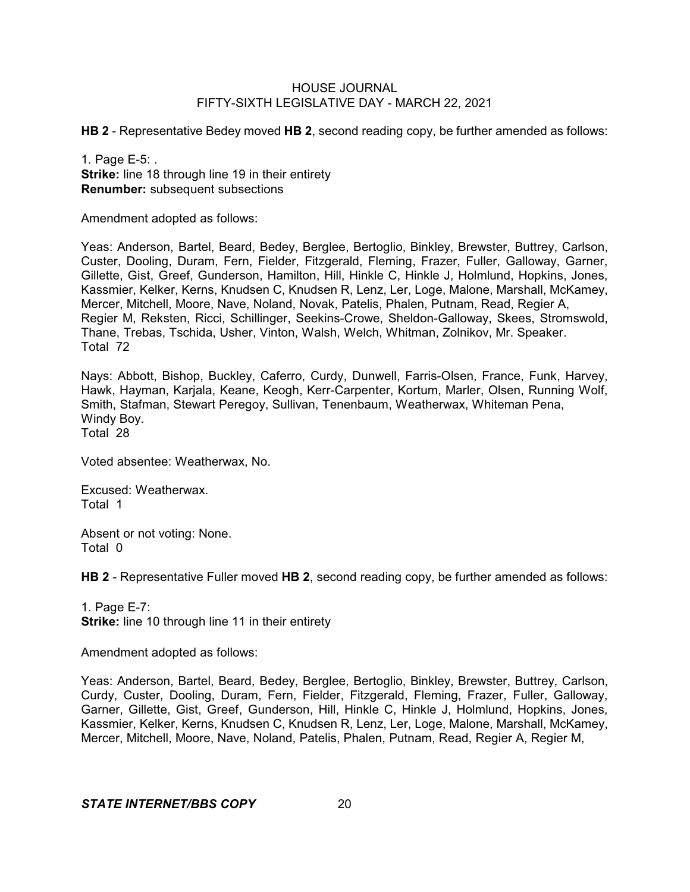**HB 2** - Representative Bedey moved **HB 2**, second reading copy, be further amended as follows:

1. Page E-5: .
**Strike:** line 18 through line 19 in their entirety
**Renumber:** subsequent subsections

Amendment adopted as follows:

Yeas: Anderson, Bartel, Beard, Bedey, Berglee, Bertoglio, Binkley, Brewster, Buttrey, Carlson, Custer, Dooling, Duram, Fern, Fielder, Fitzgerald, Fleming, Frazer, Fuller, Galloway, Garner, Gillette, Gist, Greef, Gunderson, Hamilton, Hill, Hinkle C, Hinkle J, Holmlund, Hopkins, Jones, Kassmier, Kelker, Kerns, Knudsen C, Knudsen R, Lenz, Ler, Loge, Malone, Marshall, McKamey, Mercer, Mitchell, Moore, Nave, Noland, Novak, Patelis, Phalen, Putnam, Read, Regier A, Regier M, Reksten, Ricci, Schillinger, Seekins-Crowe, Sheldon-Galloway, Skees, Stromswold, Thane, Trebas, Tschida, Usher, Vinton, Walsh, Welch, Whitman, Zolnikov, Mr. Speaker.
Total 72

Nays: Abbott, Bishop, Buckley, Caferro, Curdy, Dunwell, Farris-Olsen, France, Funk, Harvey, Hawk, Hayman, Karjala, Keane, Keogh, Kerr-Carpenter, Kortum, Marler, Olsen, Running Wolf, Smith, Stafman, Stewart Peregoy, Sullivan, Tenenbaum, Weatherwax, Whiteman Pena, Windy Boy.
Total 28

Voted absentee: Weatherwax, No.

Excused: Weatherwax.
Total 1

Absent or not voting: None.
Total 0

**HB 2** - Representative Fuller moved **HB 2**, second reading copy, be further amended as follows:

1. Page E-7:
**Strike:** line 10 through line 11 in their entirety

Amendment adopted as follows:

Yeas: Anderson, Bartel, Beard, Bedey, Berglee, Bertoglio, Binkley, Brewster, Buttrey, Carlson, Curdy, Custer, Dooling, Duram, Fern, Fielder, Fitzgerald, Fleming, Frazer, Fuller, Galloway, Garner, Gillette, Gist, Greef, Gunderson, Hill, Hinkle C, Hinkle J, Holmlund, Hopkins, Jones, Kassmier, Kelker, Kerns, Knudsen C, Knudsen R, Lenz, Ler, Loge, Malone, Marshall, McKamey, Mercer, Mitchell, Moore, Nave, Noland, Patelis, Phalen, Putnam, Read, Regier A, Regier M,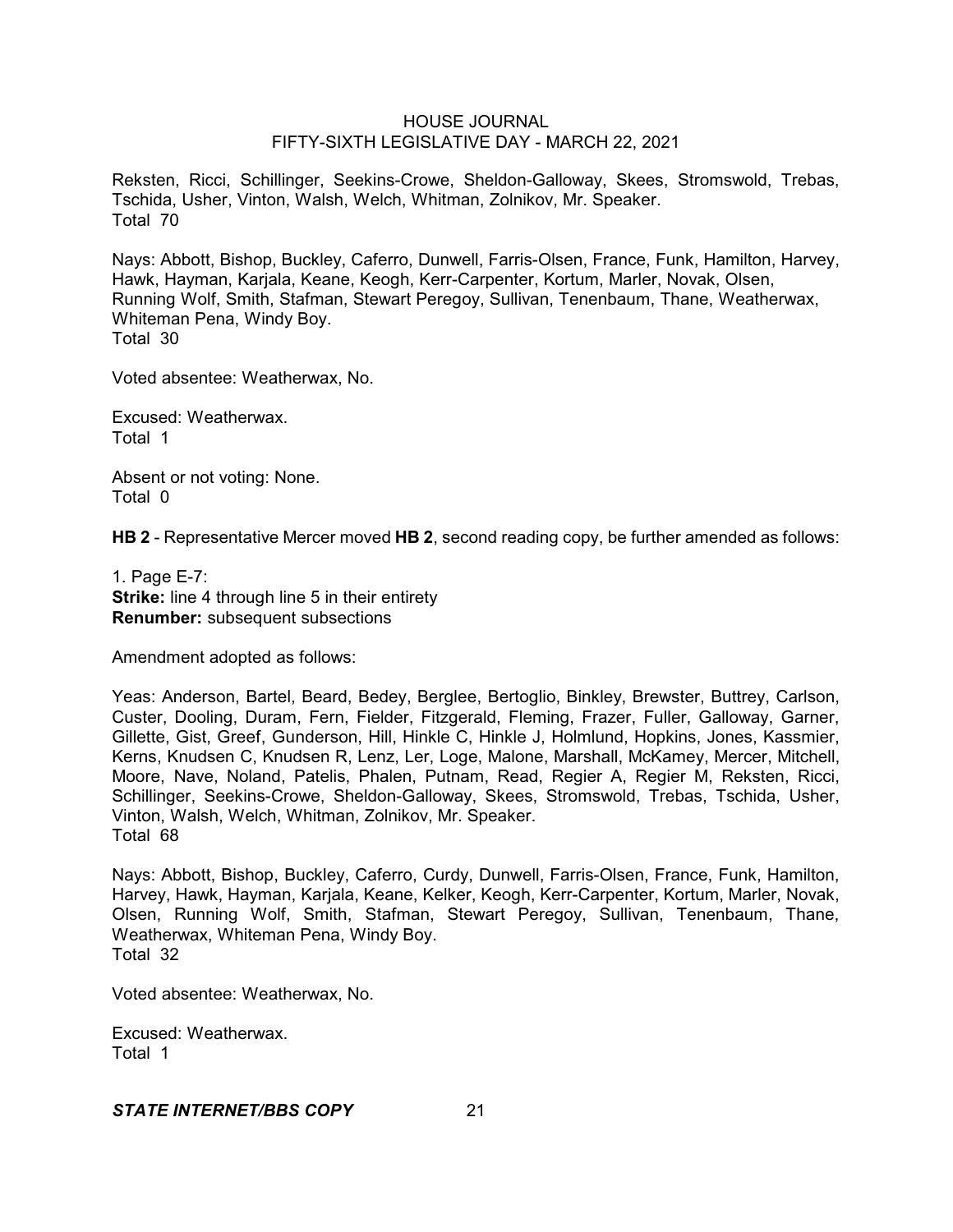Reksten, Ricci, Schillinger, Seekins-Crowe, Sheldon-Galloway, Skees, Stromswold, Trebas, Tschida, Usher, Vinton, Walsh, Welch, Whitman, Zolnikov, Mr. Speaker.
Total 70

Nays: Abbott, Bishop, Buckley, Caferro, Dunwell, Farris-Olsen, France, Funk, Hamilton, Harvey, Hawk, Hayman, Karjala, Keane, Keogh, Kerr-Carpenter, Kortum, Marler, Novak, Olsen, Running Wolf, Smith, Stafman, Stewart Peregoy, Sullivan, Tenenbaum, Thane, Weatherwax, Whiteman Pena, Windy Boy.
Total 30

Voted absentee: Weatherwax, No.

Excused: Weatherwax.
Total 1

Absent or not voting: None.
Total 0

**HB 2** - Representative Mercer moved **HB 2**, second reading copy, be further amended as follows:

1. Page E-7:
**Strike:** line 4 through line 5 in their entirety
**Renumber:** subsequent subsections

Amendment adopted as follows:

Yeas: Anderson, Bartel, Beard, Bedey, Berglee, Bertoglio, Binkley, Brewster, Buttrey, Carlson, Custer, Dooling, Duram, Fern, Fielder, Fitzgerald, Fleming, Frazer, Fuller, Galloway, Garner, Gillette, Gist, Greef, Gunderson, Hill, Hinkle C, Hinkle J, Holmlund, Hopkins, Jones, Kassmier, Kerns, Knudsen C, Knudsen R, Lenz, Ler, Loge, Malone, Marshall, McKamey, Mercer, Mitchell, Moore, Nave, Noland, Patelis, Phalen, Putnam, Read, Regier A, Regier M, Reksten, Ricci, Schillinger, Seekins-Crowe, Sheldon-Galloway, Skees, Stromswold, Trebas, Tschida, Usher, Vinton, Walsh, Welch, Whitman, Zolnikov, Mr. Speaker.
Total 68

Nays: Abbott, Bishop, Buckley, Caferro, Curdy, Dunwell, Farris-Olsen, France, Funk, Hamilton, Harvey, Hawk, Hayman, Karjala, Keane, Kelker, Keogh, Kerr-Carpenter, Kortum, Marler, Novak, Olsen, Running Wolf, Smith, Stafman, Stewart Peregoy, Sullivan, Tenenbaum, Thane, Weatherwax, Whiteman Pena, Windy Boy.
Total 32

Voted absentee: Weatherwax, No.

Excused: Weatherwax.
Total 1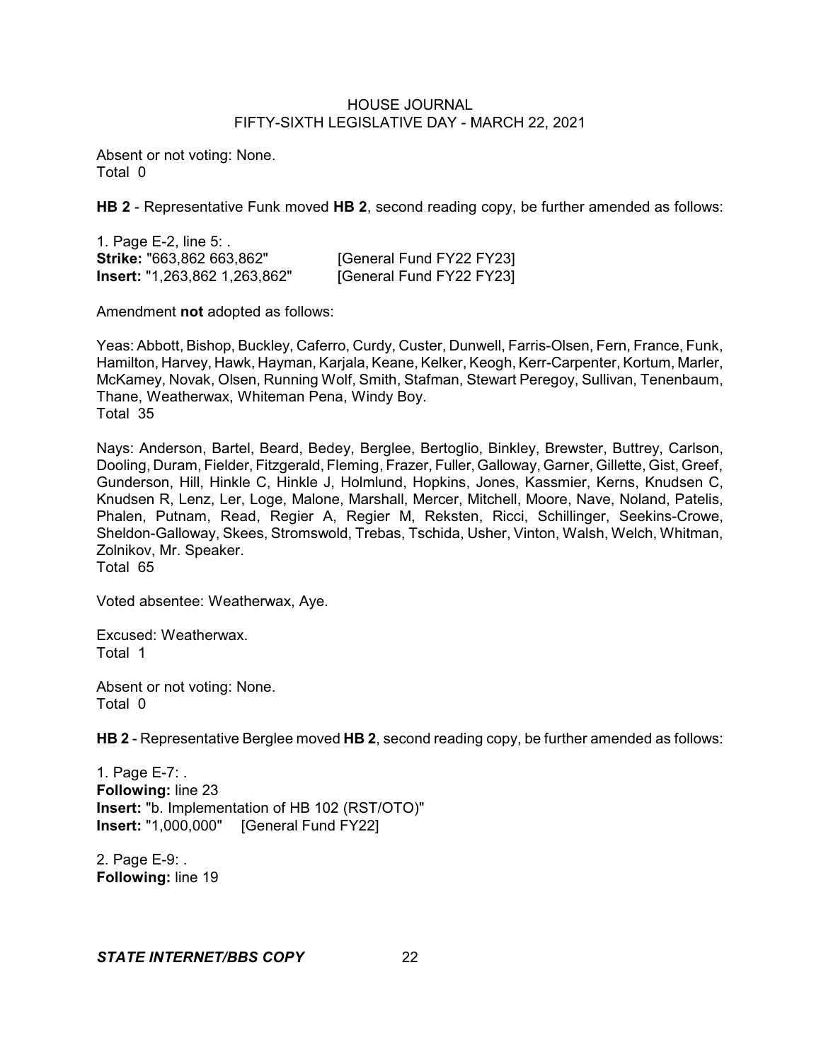Absent or not voting: None.
Total 0

**HB 2** - Representative Funk moved **HB 2**, second reading copy, be further amended as follows:

1. Page E-2, line 5: .
**Strike:** "663,862 663,862" [General Fund FY22 FY23]
**Insert:** "1,263,862 1,263,862" [General Fund FY22 FY23]

Amendment **not** adopted as follows:

Yeas: Abbott, Bishop, Buckley, Caferro, Curdy, Custer, Dunwell, Farris-Olsen, Fern, France, Funk, Hamilton, Harvey, Hawk, Hayman, Karjala, Keane, Kelker, Keogh, Kerr-Carpenter, Kortum, Marler, McKamey, Novak, Olsen, Running Wolf, Smith, Stafman, Stewart Peregoy, Sullivan, Tenenbaum, Thane, Weatherwax, Whiteman Pena, Windy Boy.
Total 35

Nays: Anderson, Bartel, Beard, Bedey, Berglee, Bertoglio, Binkley, Brewster, Buttrey, Carlson, Dooling, Duram, Fielder, Fitzgerald, Fleming, Frazer, Fuller, Galloway, Garner, Gillette, Gist, Greef, Gunderson, Hill, Hinkle C, Hinkle J, Holmlund, Hopkins, Jones, Kassmier, Kerns, Knudsen C, Knudsen R, Lenz, Ler, Loge, Malone, Marshall, Mercer, Mitchell, Moore, Nave, Noland, Patelis, Phalen, Putnam, Read, Regier A, Regier M, Reksten, Ricci, Schillinger, Seekins-Crowe, Sheldon-Galloway, Skees, Stromswold, Trebas, Tschida, Usher, Vinton, Walsh, Welch, Whitman, Zolnikov, Mr. Speaker.
Total 65

Voted absentee: Weatherwax, Aye.

Excused: Weatherwax.
Total 1

Absent or not voting: None.
Total 0

**HB 2** - Representative Berglee moved **HB 2**, second reading copy, be further amended as follows:

1. Page E-7: .
**Following:** line 23
**Insert:** "b. Implementation of HB 102 (RST/OTO)"
**Insert:** "1,000,000" [General Fund FY22]

2. Page E-9: .
**Following:** line 19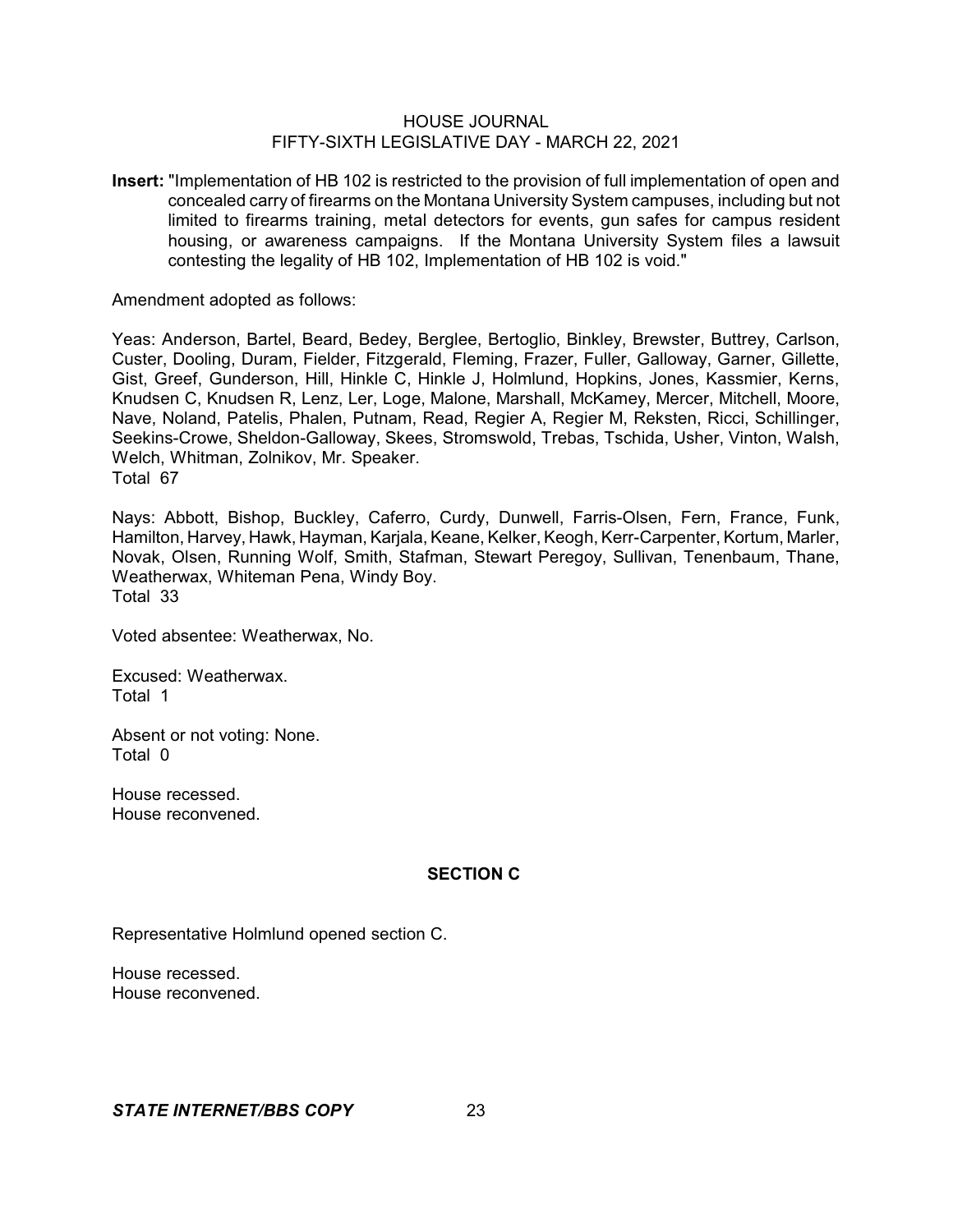**Insert:** "Implementation of HB 102 is restricted to the provision of full implementation of open and concealed carry of firearms on the Montana University System campuses, including but not limited to firearms training, metal detectors for events, gun safes for campus resident housing, or awareness campaigns. If the Montana University System files a lawsuit contesting the legality of HB 102, Implementation of HB 102 is void."

Amendment adopted as follows:

Yeas: Anderson, Bartel, Beard, Bedey, Berglee, Bertoglio, Binkley, Brewster, Buttrey, Carlson, Custer, Dooling, Duram, Fielder, Fitzgerald, Fleming, Frazer, Fuller, Galloway, Garner, Gillette, Gist, Greef, Gunderson, Hill, Hinkle C, Hinkle J, Holmlund, Hopkins, Jones, Kassmier, Kerns, Knudsen C, Knudsen R, Lenz, Ler, Loge, Malone, Marshall, McKamey, Mercer, Mitchell, Moore, Nave, Noland, Patelis, Phalen, Putnam, Read, Regier A, Regier M, Reksten, Ricci, Schillinger, Seekins-Crowe, Sheldon-Galloway, Skees, Stromswold, Trebas, Tschida, Usher, Vinton, Walsh, Welch, Whitman, Zolnikov, Mr. Speaker.
Total 67

Nays: Abbott, Bishop, Buckley, Caferro, Curdy, Dunwell, Farris-Olsen, Fern, France, Funk, Hamilton, Harvey, Hawk, Hayman, Karjala, Keane, Kelker, Keogh, Kerr-Carpenter, Kortum, Marler, Novak, Olsen, Running Wolf, Smith, Stafman, Stewart Peregoy, Sullivan, Tenenbaum, Thane, Weatherwax, Whiteman Pena, Windy Boy.
Total 33

Voted absentee: Weatherwax, No.

Excused: Weatherwax.
Total 1

Absent or not voting: None.
Total 0

House recessed.
House reconvened.

## SECTION C

Representative Holmlund opened section C.

House recessed.
House reconvened.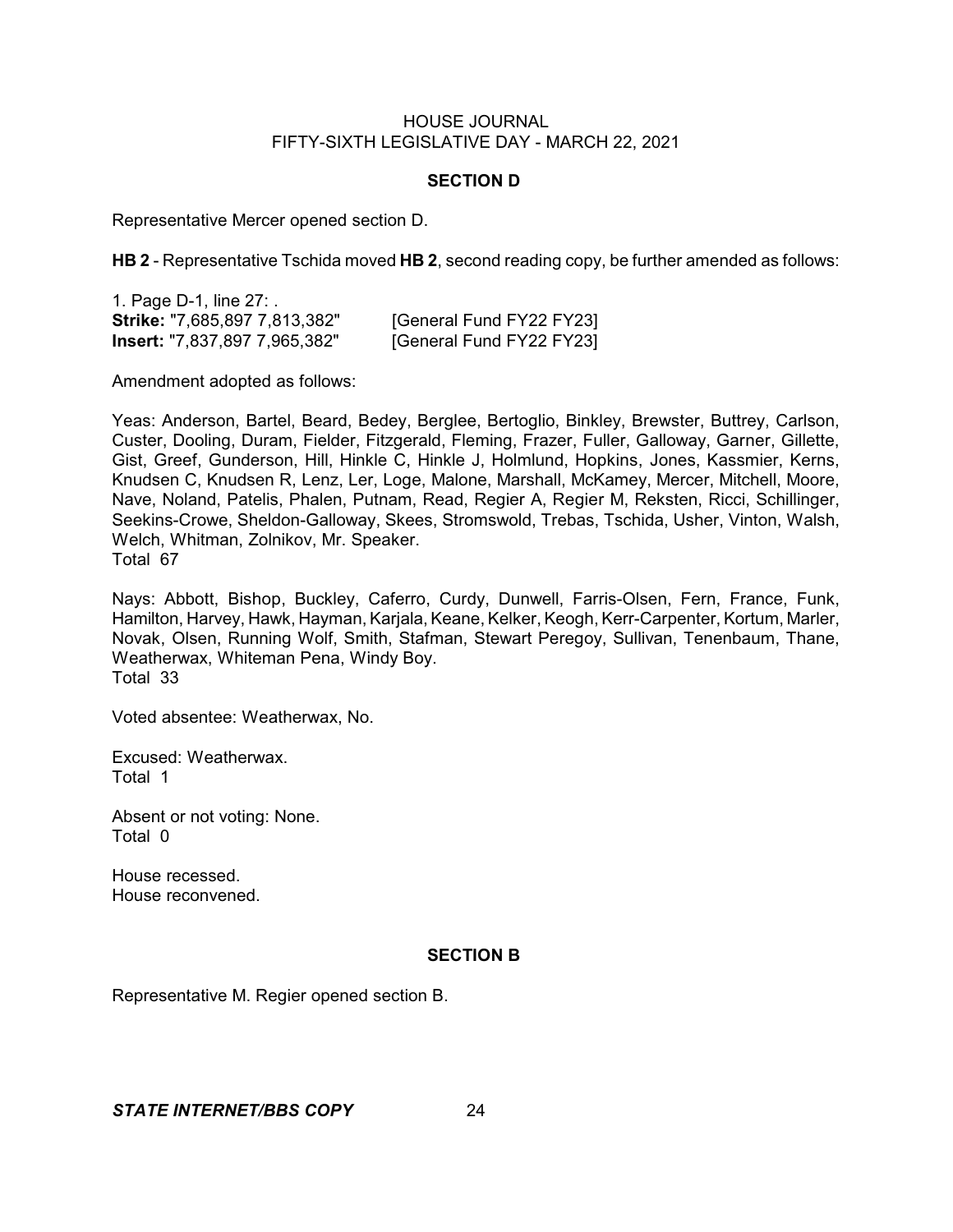## SECTION D

Representative Mercer opened section D.

**HB 2** - Representative Tschida moved **HB 2**, second reading copy, be further amended as follows:

1. Page D-1, line 27: .
**Strike:** "7,685,897 7,813,382" [General Fund FY22 FY23]
**Insert:** "7,837,897 7,965,382" [General Fund FY22 FY23]

Amendment adopted as follows:

Yeas: Anderson, Bartel, Beard, Bedey, Berglee, Bertoglio, Binkley, Brewster, Buttrey, Carlson, Custer, Dooling, Duram, Fielder, Fitzgerald, Fleming, Frazer, Fuller, Galloway, Garner, Gillette, Gist, Greef, Gunderson, Hill, Hinkle C, Hinkle J, Holmlund, Hopkins, Jones, Kassmier, Kerns, Knudsen C, Knudsen R, Lenz, Ler, Loge, Malone, Marshall, McKamey, Mercer, Mitchell, Moore, Nave, Noland, Patelis, Phalen, Putnam, Read, Regier A, Regier M, Reksten, Ricci, Schillinger, Seekins-Crowe, Sheldon-Galloway, Skees, Stromswold, Trebas, Tschida, Usher, Vinton, Walsh, Welch, Whitman, Zolnikov, Mr. Speaker.
Total 67

Nays: Abbott, Bishop, Buckley, Caferro, Curdy, Dunwell, Farris-Olsen, Fern, France, Funk, Hamilton, Harvey, Hawk, Hayman, Karjala, Keane, Kelker, Keogh, Kerr-Carpenter, Kortum, Marler, Novak, Olsen, Running Wolf, Smith, Stafman, Stewart Peregoy, Sullivan, Tenenbaum, Thane, Weatherwax, Whiteman Pena, Windy Boy.
Total 33

Voted absentee: Weatherwax, No.

Excused: Weatherwax.
Total 1

Absent or not voting: None.
Total 0

House recessed.
House reconvened.

## SECTION B

Representative M. Regier opened section B.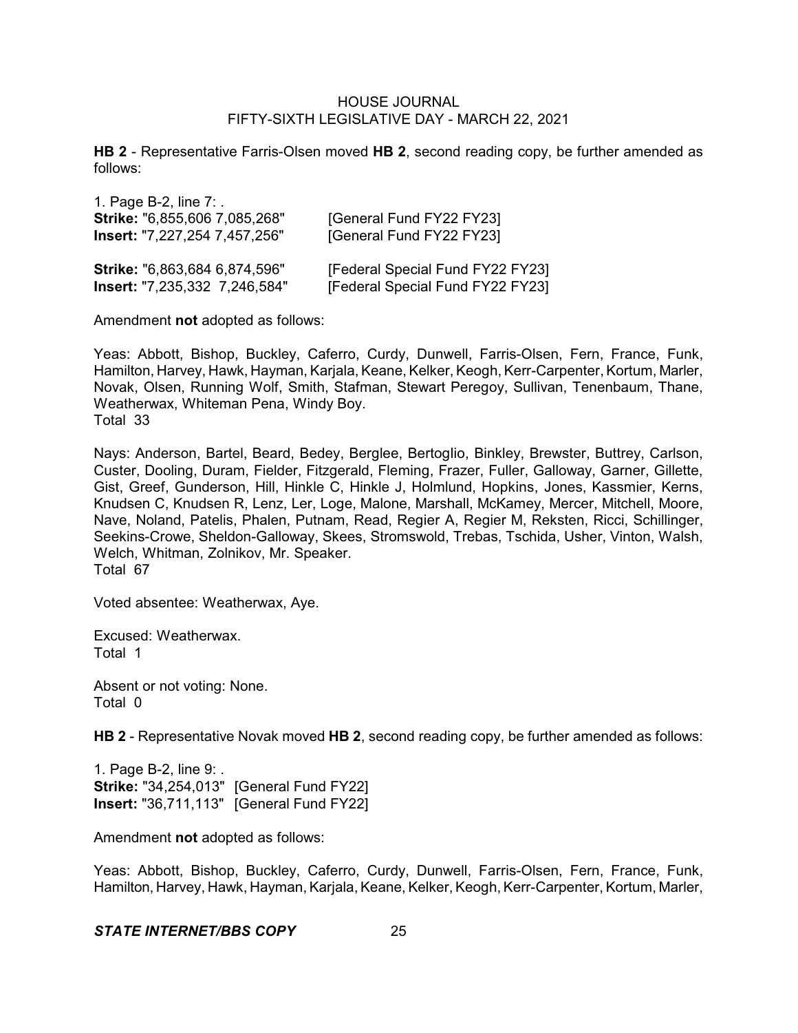**HB 2** - Representative Farris-Olsen moved **HB 2**, second reading copy, be further amended as follows:

1. Page B-2, line 7: .

**Strike:** "6,855,606 7,085,268" [General Fund FY22 FY23]
**Insert:** "7,227,254 7,457,256" [General Fund FY22 FY23]

**Strike:** "6,863,684 6,874,596" [Federal Special Fund FY22 FY23]
**Insert:** "7,235,332 7,246,584" [Federal Special Fund FY22 FY23]

Amendment **not** adopted as follows:

Yeas: Abbott, Bishop, Buckley, Caferro, Curdy, Dunwell, Farris-Olsen, Fern, France, Funk, Hamilton, Harvey, Hawk, Hayman, Karjala, Keane, Kelker, Keogh, Kerr-Carpenter, Kortum, Marler, Novak, Olsen, Running Wolf, Smith, Stafman, Stewart Peregoy, Sullivan, Tenenbaum, Thane, Weatherwax, Whiteman Pena, Windy Boy.
Total 33

Nays: Anderson, Bartel, Beard, Bedey, Berglee, Bertoglio, Binkley, Brewster, Buttrey, Carlson, Custer, Dooling, Duram, Fielder, Fitzgerald, Fleming, Frazer, Fuller, Galloway, Garner, Gillette, Gist, Greef, Gunderson, Hill, Hinkle C, Hinkle J, Holmlund, Hopkins, Jones, Kassmier, Kerns, Knudsen C, Knudsen R, Lenz, Ler, Loge, Malone, Marshall, McKamey, Mercer, Mitchell, Moore, Nave, Noland, Patelis, Phalen, Putnam, Read, Regier A, Regier M, Reksten, Ricci, Schillinger, Seekins-Crowe, Sheldon-Galloway, Skees, Stromswold, Trebas, Tschida, Usher, Vinton, Walsh, Welch, Whitman, Zolnikov, Mr. Speaker.
Total 67

Voted absentee: Weatherwax, Aye.

Excused: Weatherwax.
Total 1

Absent or not voting: None.
Total 0

**HB 2** - Representative Novak moved **HB 2**, second reading copy, be further amended as follows:

1. Page B-2, line 9: .

**Strike:** "34,254,013" [General Fund FY22]
**Insert:** "36,711,113" [General Fund FY22]

Amendment **not** adopted as follows:

Yeas: Abbott, Bishop, Buckley, Caferro, Curdy, Dunwell, Farris-Olsen, Fern, France, Funk, Hamilton, Harvey, Hawk, Hayman, Karjala, Keane, Kelker, Keogh, Kerr-Carpenter, Kortum, Marler,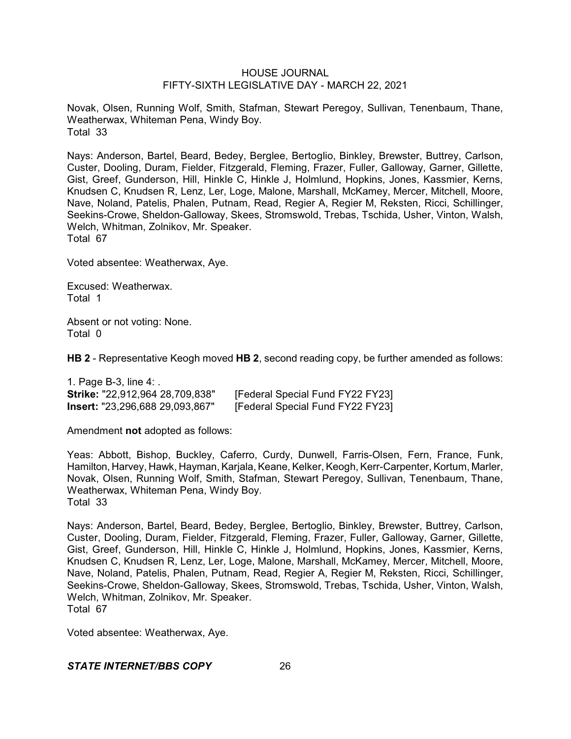Novak, Olsen, Running Wolf, Smith, Stafman, Stewart Peregoy, Sullivan, Tenenbaum, Thane, Weatherwax, Whiteman Pena, Windy Boy.
Total 33

Nays: Anderson, Bartel, Beard, Bedey, Berglee, Bertoglio, Binkley, Brewster, Buttrey, Carlson, Custer, Dooling, Duram, Fielder, Fitzgerald, Fleming, Frazer, Fuller, Galloway, Garner, Gillette, Gist, Greef, Gunderson, Hill, Hinkle C, Hinkle J, Holmlund, Hopkins, Jones, Kassmier, Kerns, Knudsen C, Knudsen R, Lenz, Ler, Loge, Malone, Marshall, McKamey, Mercer, Mitchell, Moore, Nave, Noland, Patelis, Phalen, Putnam, Read, Regier A, Regier M, Reksten, Ricci, Schillinger, Seekins-Crowe, Sheldon-Galloway, Skees, Stromswold, Trebas, Tschida, Usher, Vinton, Walsh, Welch, Whitman, Zolnikov, Mr. Speaker.
Total 67

Voted absentee: Weatherwax, Aye.

Excused: Weatherwax.
Total 1

Absent or not voting: None.
Total 0

**HB 2** - Representative Keogh moved **HB 2**, second reading copy, be further amended as follows:

1. Page B-3, line 4: .
**Strike:** "22,912,964 28,709,838" [Federal Special Fund FY22 FY23]
**Insert:** "23,296,688 29,093,867" [Federal Special Fund FY22 FY23]

Amendment **not** adopted as follows:

Yeas: Abbott, Bishop, Buckley, Caferro, Curdy, Dunwell, Farris-Olsen, Fern, France, Funk, Hamilton, Harvey, Hawk, Hayman, Karjala, Keane, Kelker, Keogh, Kerr-Carpenter, Kortum, Marler, Novak, Olsen, Running Wolf, Smith, Stafman, Stewart Peregoy, Sullivan, Tenenbaum, Thane, Weatherwax, Whiteman Pena, Windy Boy.
Total 33

Nays: Anderson, Bartel, Beard, Bedey, Berglee, Bertoglio, Binkley, Brewster, Buttrey, Carlson, Custer, Dooling, Duram, Fielder, Fitzgerald, Fleming, Frazer, Fuller, Galloway, Garner, Gillette, Gist, Greef, Gunderson, Hill, Hinkle C, Hinkle J, Holmlund, Hopkins, Jones, Kassmier, Kerns, Knudsen C, Knudsen R, Lenz, Ler, Loge, Malone, Marshall, McKamey, Mercer, Mitchell, Moore, Nave, Noland, Patelis, Phalen, Putnam, Read, Regier A, Regier M, Reksten, Ricci, Schillinger, Seekins-Crowe, Sheldon-Galloway, Skees, Stromswold, Trebas, Tschida, Usher, Vinton, Walsh, Welch, Whitman, Zolnikov, Mr. Speaker.
Total 67

Voted absentee: Weatherwax, Aye.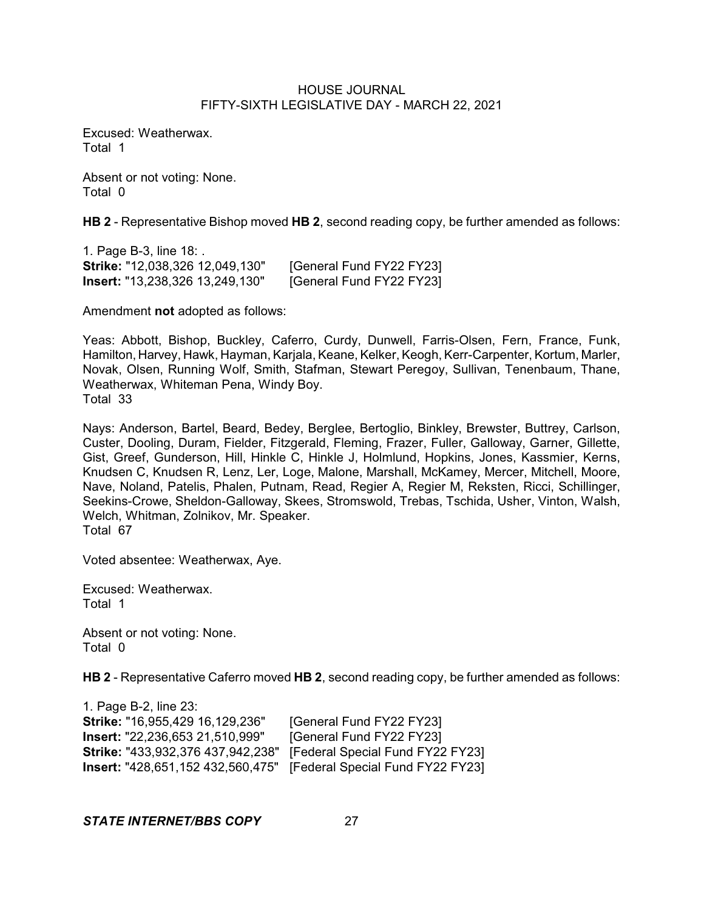Excused: Weatherwax.
Total 1

Absent or not voting: None.
Total 0

**HB 2** - Representative Bishop moved **HB 2**, second reading copy, be further amended as follows:

1. Page B-3, line 18: .
**Strike:** "12,038,326 12,049,130" [General Fund FY22 FY23]
**Insert:** "13,238,326 13,249,130" [General Fund FY22 FY23]

Amendment **not** adopted as follows:

Yeas: Abbott, Bishop, Buckley, Caferro, Curdy, Dunwell, Farris-Olsen, Fern, France, Funk, Hamilton, Harvey, Hawk, Hayman, Karjala, Keane, Kelker, Keogh, Kerr-Carpenter, Kortum, Marler, Novak, Olsen, Running Wolf, Smith, Stafman, Stewart Peregoy, Sullivan, Tenenbaum, Thane, Weatherwax, Whiteman Pena, Windy Boy.
Total 33

Nays: Anderson, Bartel, Beard, Bedey, Berglee, Bertoglio, Binkley, Brewster, Buttrey, Carlson, Custer, Dooling, Duram, Fielder, Fitzgerald, Fleming, Frazer, Fuller, Galloway, Garner, Gillette, Gist, Greef, Gunderson, Hill, Hinkle C, Hinkle J, Holmlund, Hopkins, Jones, Kassmier, Kerns, Knudsen C, Knudsen R, Lenz, Ler, Loge, Malone, Marshall, McKamey, Mercer, Mitchell, Moore, Nave, Noland, Patelis, Phalen, Putnam, Read, Regier A, Regier M, Reksten, Ricci, Schillinger, Seekins-Crowe, Sheldon-Galloway, Skees, Stromswold, Trebas, Tschida, Usher, Vinton, Walsh, Welch, Whitman, Zolnikov, Mr. Speaker.
Total 67

Voted absentee: Weatherwax, Aye.

Excused: Weatherwax.
Total 1

Absent or not voting: None.
Total 0

**HB 2** - Representative Caferro moved **HB 2**, second reading copy, be further amended as follows:

1. Page B-2, line 23:
**Strike:** "16,955,429 16,129,236" [General Fund FY22 FY23]
**Insert:** "22,236,653 21,510,999" [General Fund FY22 FY23]
**Strike:** "433,932,376 437,942,238" [Federal Special Fund FY22 FY23]
**Insert:** "428,651,152 432,560,475" [Federal Special Fund FY22 FY23]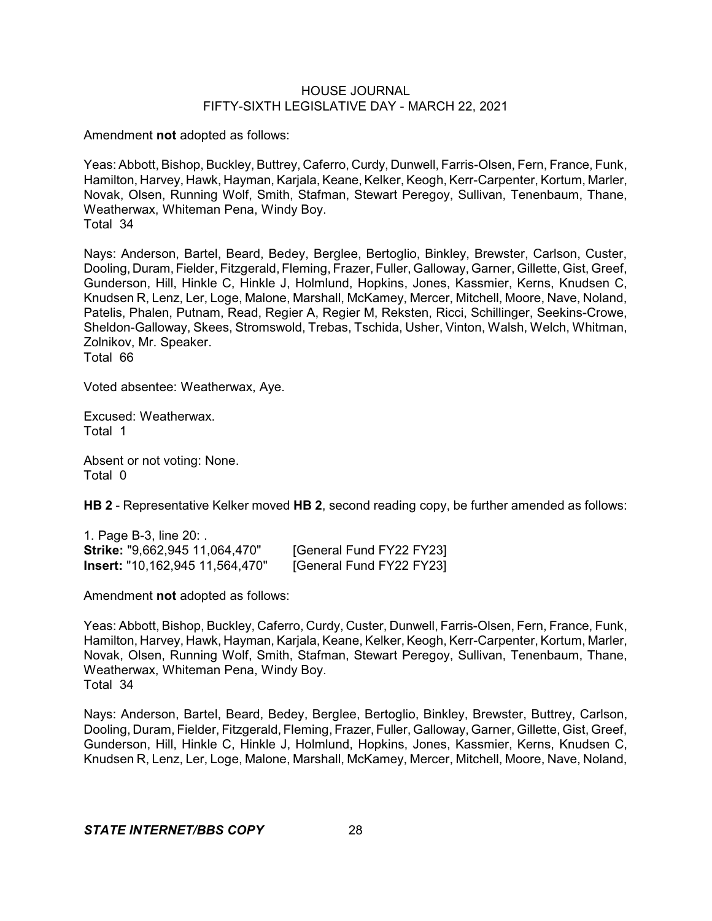Amendment **not** adopted as follows:

Yeas: Abbott, Bishop, Buckley, Buttrey, Caferro, Curdy, Dunwell, Farris-Olsen, Fern, France, Funk, Hamilton, Harvey, Hawk, Hayman, Karjala, Keane, Kelker, Keogh, Kerr-Carpenter, Kortum, Marler, Novak, Olsen, Running Wolf, Smith, Stafman, Stewart Peregoy, Sullivan, Tenenbaum, Thane, Weatherwax, Whiteman Pena, Windy Boy.
Total 34

Nays: Anderson, Bartel, Beard, Bedey, Berglee, Bertoglio, Binkley, Brewster, Carlson, Custer, Dooling, Duram, Fielder, Fitzgerald, Fleming, Frazer, Fuller, Galloway, Garner, Gillette, Gist, Greef, Gunderson, Hill, Hinkle C, Hinkle J, Holmlund, Hopkins, Jones, Kassmier, Kerns, Knudsen C, Knudsen R, Lenz, Ler, Loge, Malone, Marshall, McKamey, Mercer, Mitchell, Moore, Nave, Noland, Patelis, Phalen, Putnam, Read, Regier A, Regier M, Reksten, Ricci, Schillinger, Seekins-Crowe, Sheldon-Galloway, Skees, Stromswold, Trebas, Tschida, Usher, Vinton, Walsh, Welch, Whitman, Zolnikov, Mr. Speaker.
Total 66

Voted absentee: Weatherwax, Aye.

Excused: Weatherwax.
Total 1

Absent or not voting: None.
Total 0

**HB 2** - Representative Kelker moved **HB 2**, second reading copy, be further amended as follows:

1. Page B-3, line 20: .
**Strike:** "9,662,945 11,064,470" [General Fund FY22 FY23]
**Insert:** "10,162,945 11,564,470" [General Fund FY22 FY23]

Amendment **not** adopted as follows:

Yeas: Abbott, Bishop, Buckley, Caferro, Curdy, Custer, Dunwell, Farris-Olsen, Fern, France, Funk, Hamilton, Harvey, Hawk, Hayman, Karjala, Keane, Kelker, Keogh, Kerr-Carpenter, Kortum, Marler, Novak, Olsen, Running Wolf, Smith, Stafman, Stewart Peregoy, Sullivan, Tenenbaum, Thane, Weatherwax, Whiteman Pena, Windy Boy.
Total 34

Nays: Anderson, Bartel, Beard, Bedey, Berglee, Bertoglio, Binkley, Brewster, Buttrey, Carlson, Dooling, Duram, Fielder, Fitzgerald, Fleming, Frazer, Fuller, Galloway, Garner, Gillette, Gist, Greef, Gunderson, Hill, Hinkle C, Hinkle J, Holmlund, Hopkins, Jones, Kassmier, Kerns, Knudsen C, Knudsen R, Lenz, Ler, Loge, Malone, Marshall, McKamey, Mercer, Mitchell, Moore, Nave, Noland,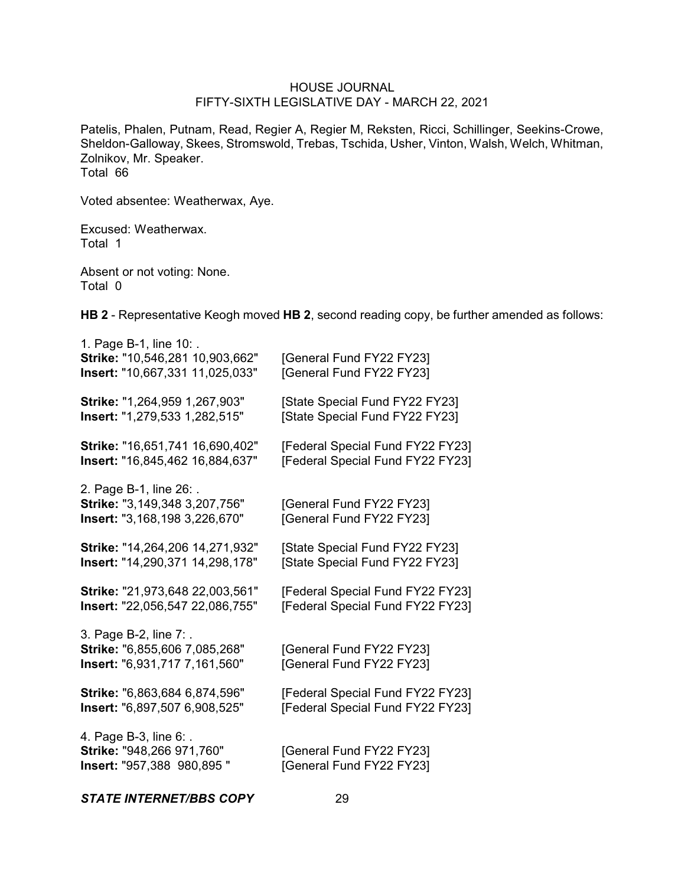Patelis, Phalen, Putnam, Read, Regier A, Regier M, Reksten, Ricci, Schillinger, Seekins-Crowe, Sheldon-Galloway, Skees, Stromswold, Trebas, Tschida, Usher, Vinton, Walsh, Welch, Whitman, Zolnikov, Mr. Speaker.
Total 66

Voted absentee: Weatherwax, Aye.

Excused: Weatherwax.
Total 1

Absent or not voting: None.
Total 0

**HB 2** - Representative Keogh moved **HB 2**, second reading copy, be further amended as follows:

1. Page B-1, line 10: .
**Strike:** "10,546,281 10,903,662" [General Fund FY22 FY23]
**Insert:** "10,667,331 11,025,033" [General Fund FY22 FY23]

**Strike:** "1,264,959 1,267,903" [State Special Fund FY22 FY23]
**Insert:** "1,279,533 1,282,515" [State Special Fund FY22 FY23]

**Strike:** "16,651,741 16,690,402" [Federal Special Fund FY22 FY23]
**Insert:** "16,845,462 16,884,637" [Federal Special Fund FY22 FY23]

2. Page B-1, line 26: .
**Strike:** "3,149,348 3,207,756" [General Fund FY22 FY23]
**Insert:** "3,168,198 3,226,670" [General Fund FY22 FY23]

**Strike:** "14,264,206 14,271,932" [State Special Fund FY22 FY23]
**Insert:** "14,290,371 14,298,178" [State Special Fund FY22 FY23]

**Strike:** "21,973,648 22,003,561" [Federal Special Fund FY22 FY23]
**Insert:** "22,056,547 22,086,755" [Federal Special Fund FY22 FY23]

3. Page B-2, line 7: .
**Strike:** "6,855,606 7,085,268" [General Fund FY22 FY23]
**Insert:** "6,931,717 7,161,560" [General Fund FY22 FY23]

**Strike:** "6,863,684 6,874,596" [Federal Special Fund FY22 FY23]
**Insert:** "6,897,507 6,908,525" [Federal Special Fund FY22 FY23]

4. Page B-3, line 6: .
**Strike:** "948,266 971,760" [General Fund FY22 FY23]
**Insert:** "957,388 980,895 " [General Fund FY22 FY23]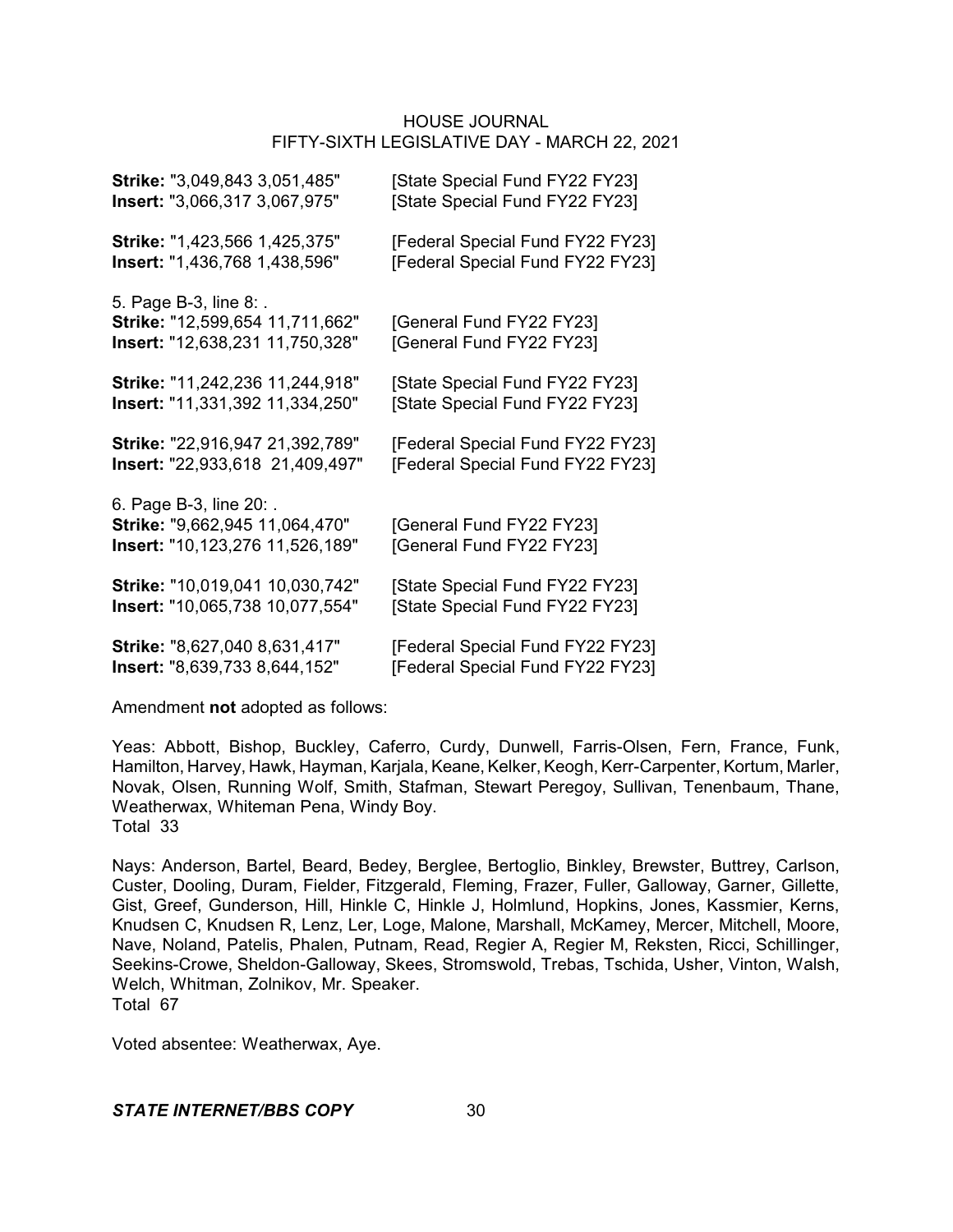**Strike:** "3,049,843 3,051,485" [State Special Fund FY22 FY23]
**Insert:** "3,066,317 3,067,975" [State Special Fund FY22 FY23]

**Strike:** "1,423,566 1,425,375" [Federal Special Fund FY22 FY23]
**Insert:** "1,436,768 1,438,596" [Federal Special Fund FY22 FY23]

5. Page B-3, line 8: .
**Strike:** "12,599,654 11,711,662" [General Fund FY22 FY23]
**Insert:** "12,638,231 11,750,328" [General Fund FY22 FY23]

**Strike:** "11,242,236 11,244,918" [State Special Fund FY22 FY23]
**Insert:** "11,331,392 11,334,250" [State Special Fund FY22 FY23]

**Strike:** "22,916,947 21,392,789" [Federal Special Fund FY22 FY23]
**Insert:** "22,933,618 21,409,497" [Federal Special Fund FY22 FY23]

6. Page B-3, line 20: .
**Strike:** "9,662,945 11,064,470" [General Fund FY22 FY23]
**Insert:** "10,123,276 11,526,189" [General Fund FY22 FY23]

**Strike:** "10,019,041 10,030,742" [State Special Fund FY22 FY23]
**Insert:** "10,065,738 10,077,554" [State Special Fund FY22 FY23]

**Strike:** "8,627,040 8,631,417" [Federal Special Fund FY22 FY23]
**Insert:** "8,639,733 8,644,152" [Federal Special Fund FY22 FY23]

Amendment **not** adopted as follows:

Yeas: Abbott, Bishop, Buckley, Caferro, Curdy, Dunwell, Farris-Olsen, Fern, France, Funk, Hamilton, Harvey, Hawk, Hayman, Karjala, Keane, Kelker, Keogh, Kerr-Carpenter, Kortum, Marler, Novak, Olsen, Running Wolf, Smith, Stafman, Stewart Peregoy, Sullivan, Tenenbaum, Thane, Weatherwax, Whiteman Pena, Windy Boy.
Total 33

Nays: Anderson, Bartel, Beard, Bedey, Berglee, Bertoglio, Binkley, Brewster, Buttrey, Carlson, Custer, Dooling, Duram, Fielder, Fitzgerald, Fleming, Frazer, Fuller, Galloway, Garner, Gillette, Gist, Greef, Gunderson, Hill, Hinkle C, Hinkle J, Holmlund, Hopkins, Jones, Kassmier, Kerns, Knudsen C, Knudsen R, Lenz, Ler, Loge, Malone, Marshall, McKamey, Mercer, Mitchell, Moore, Nave, Noland, Patelis, Phalen, Putnam, Read, Regier A, Regier M, Reksten, Ricci, Schillinger, Seekins-Crowe, Sheldon-Galloway, Skees, Stromswold, Trebas, Tschida, Usher, Vinton, Walsh, Welch, Whitman, Zolnikov, Mr. Speaker.
Total 67

Voted absentee: Weatherwax, Aye.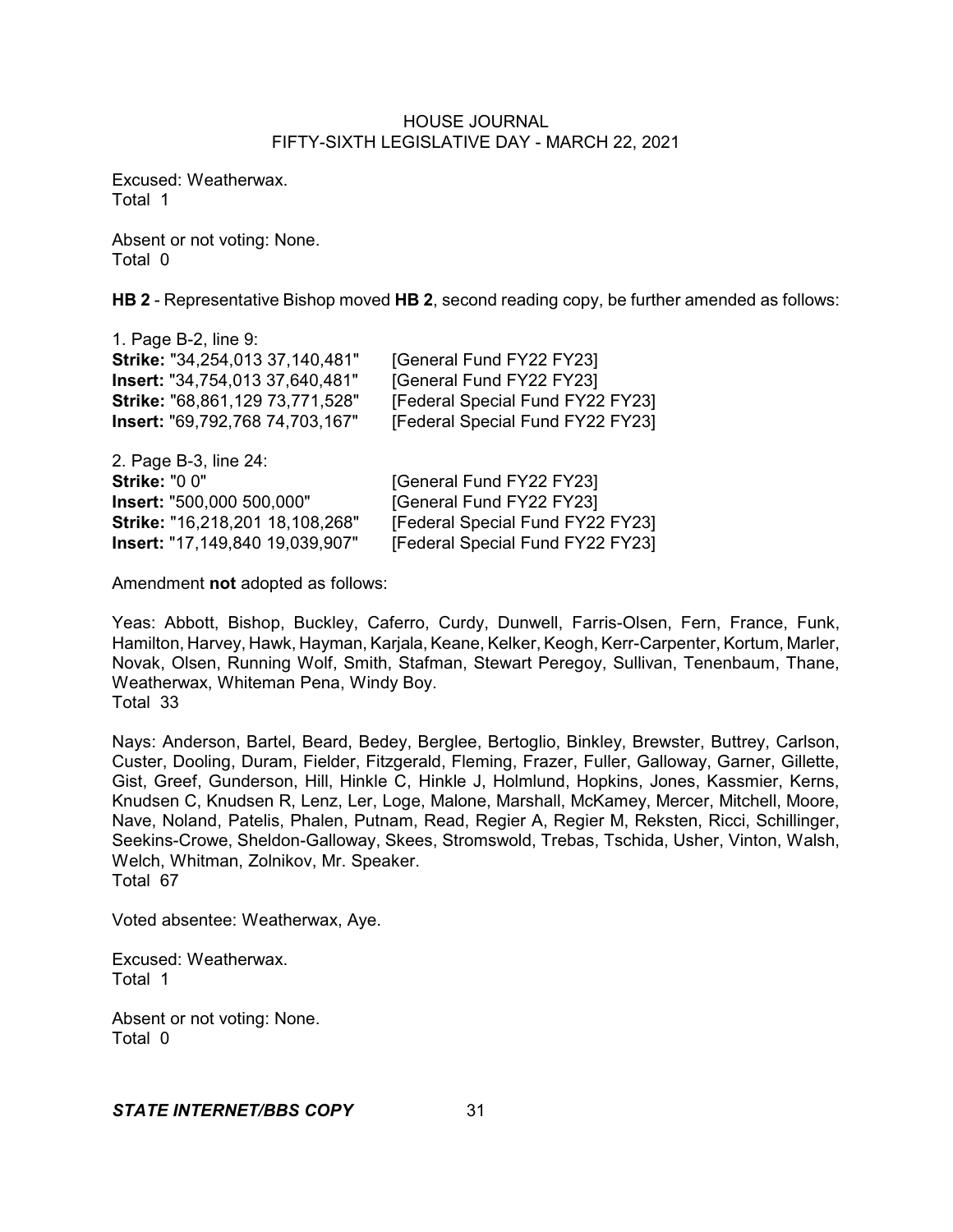Excused: Weatherwax.
Total 1

Absent or not voting: None.
Total 0

**HB 2** - Representative Bishop moved **HB 2**, second reading copy, be further amended as follows:

1. Page B-2, line 9:
**Strike:** "34,254,013 37,140,481" [General Fund FY22 FY23]
**Insert:** "34,754,013 37,640,481" [General Fund FY22 FY23]
**Strike:** "68,861,129 73,771,528" [Federal Special Fund FY22 FY23]
**Insert:** "69,792,768 74,703,167" [Federal Special Fund FY22 FY23]

2. Page B-3, line 24:
**Strike:** "0 0" [General Fund FY22 FY23]
**Insert:** "500,000 500,000" [General Fund FY22 FY23]
**Strike:** "16,218,201 18,108,268" [Federal Special Fund FY22 FY23]
**Insert:** "17,149,840 19,039,907" [Federal Special Fund FY22 FY23]

Amendment **not** adopted as follows:

Yeas: Abbott, Bishop, Buckley, Caferro, Curdy, Dunwell, Farris-Olsen, Fern, France, Funk, Hamilton, Harvey, Hawk, Hayman, Karjala, Keane, Kelker, Keogh, Kerr-Carpenter, Kortum, Marler, Novak, Olsen, Running Wolf, Smith, Stafman, Stewart Peregoy, Sullivan, Tenenbaum, Thane, Weatherwax, Whiteman Pena, Windy Boy.
Total 33

Nays: Anderson, Bartel, Beard, Bedey, Berglee, Bertoglio, Binkley, Brewster, Buttrey, Carlson, Custer, Dooling, Duram, Fielder, Fitzgerald, Fleming, Frazer, Fuller, Galloway, Garner, Gillette, Gist, Greef, Gunderson, Hill, Hinkle C, Hinkle J, Holmlund, Hopkins, Jones, Kassmier, Kerns, Knudsen C, Knudsen R, Lenz, Ler, Loge, Malone, Marshall, McKamey, Mercer, Mitchell, Moore, Nave, Noland, Patelis, Phalen, Putnam, Read, Regier A, Regier M, Reksten, Ricci, Schillinger, Seekins-Crowe, Sheldon-Galloway, Skees, Stromswold, Trebas, Tschida, Usher, Vinton, Walsh, Welch, Whitman, Zolnikov, Mr. Speaker.
Total 67

Voted absentee: Weatherwax, Aye.

Excused: Weatherwax.
Total 1

Absent or not voting: None.
Total 0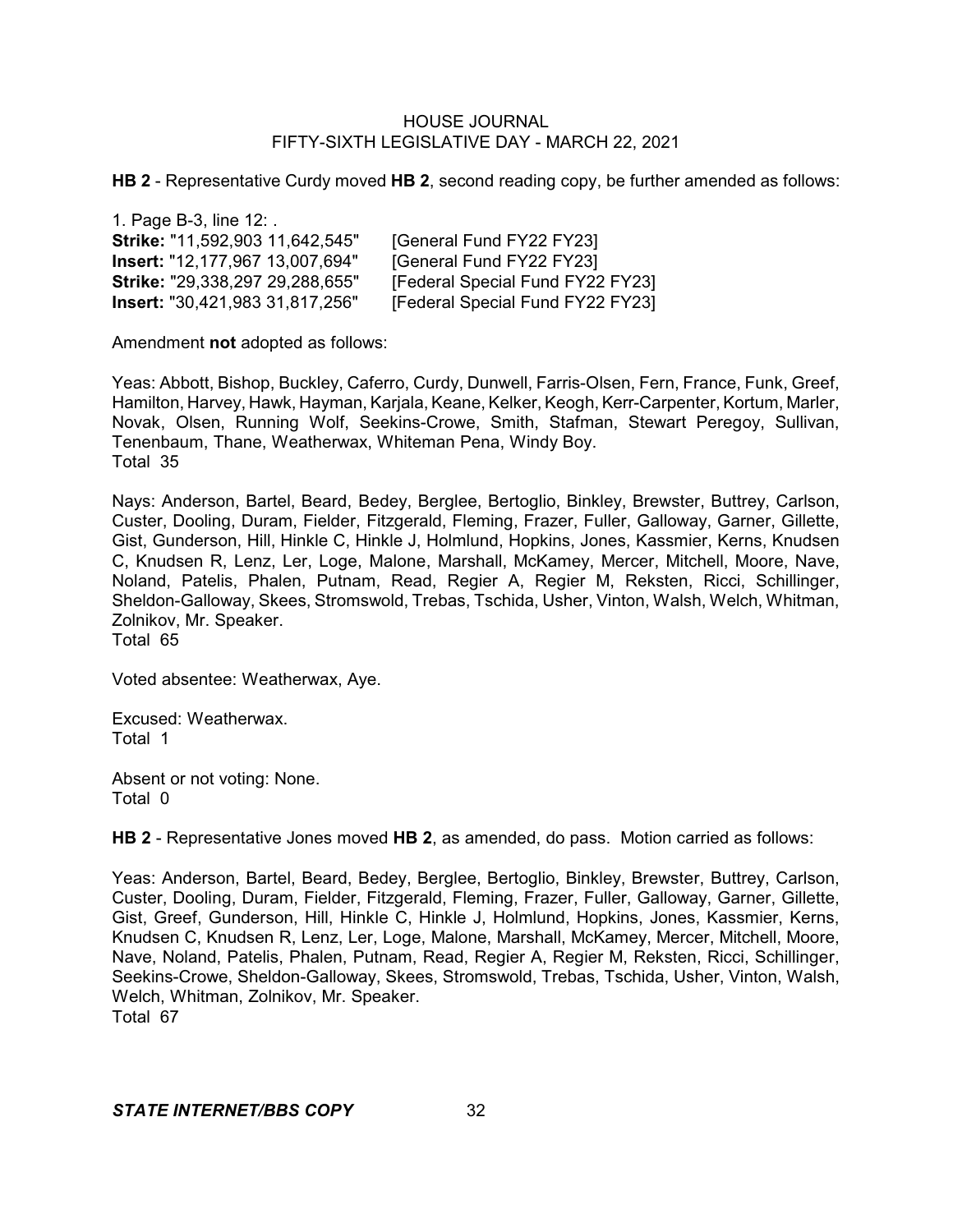**HB 2** - Representative Curdy moved **HB 2**, second reading copy, be further amended as follows:

1. Page B-3, line 12: .

**Strike:** "11,592,903 11,642,545" [General Fund FY22 FY23]
**Insert:** "12,177,967 13,007,694" [General Fund FY22 FY23]
**Strike:** "29,338,297 29,288,655" [Federal Special Fund FY22 FY23]
**Insert:** "30,421,983 31,817,256" [Federal Special Fund FY22 FY23]

Amendment **not** adopted as follows:

Yeas: Abbott, Bishop, Buckley, Caferro, Curdy, Dunwell, Farris-Olsen, Fern, France, Funk, Greef, Hamilton, Harvey, Hawk, Hayman, Karjala, Keane, Kelker, Keogh, Kerr-Carpenter, Kortum, Marler, Novak, Olsen, Running Wolf, Seekins-Crowe, Smith, Stafman, Stewart Peregoy, Sullivan, Tenenbaum, Thane, Weatherwax, Whiteman Pena, Windy Boy.
Total 35

Nays: Anderson, Bartel, Beard, Bedey, Berglee, Bertoglio, Binkley, Brewster, Buttrey, Carlson, Custer, Dooling, Duram, Fielder, Fitzgerald, Fleming, Frazer, Fuller, Galloway, Garner, Gillette, Gist, Gunderson, Hill, Hinkle C, Hinkle J, Holmlund, Hopkins, Jones, Kassmier, Kerns, Knudsen C, Knudsen R, Lenz, Ler, Loge, Malone, Marshall, McKamey, Mercer, Mitchell, Moore, Nave, Noland, Patelis, Phalen, Putnam, Read, Regier A, Regier M, Reksten, Ricci, Schillinger, Sheldon-Galloway, Skees, Stromswold, Trebas, Tschida, Usher, Vinton, Walsh, Welch, Whitman, Zolnikov, Mr. Speaker.
Total 65

Voted absentee: Weatherwax, Aye.

Excused: Weatherwax.
Total 1

Absent or not voting: None.
Total 0

**HB 2** - Representative Jones moved **HB 2**, as amended, do pass. Motion carried as follows:

Yeas: Anderson, Bartel, Beard, Bedey, Berglee, Bertoglio, Binkley, Brewster, Buttrey, Carlson, Custer, Dooling, Duram, Fielder, Fitzgerald, Fleming, Frazer, Fuller, Galloway, Garner, Gillette, Gist, Greef, Gunderson, Hill, Hinkle C, Hinkle J, Holmlund, Hopkins, Jones, Kassmier, Kerns, Knudsen C, Knudsen R, Lenz, Ler, Loge, Malone, Marshall, McKamey, Mercer, Mitchell, Moore, Nave, Noland, Patelis, Phalen, Putnam, Read, Regier A, Regier M, Reksten, Ricci, Schillinger, Seekins-Crowe, Sheldon-Galloway, Skees, Stromswold, Trebas, Tschida, Usher, Vinton, Walsh, Welch, Whitman, Zolnikov, Mr. Speaker.
Total 67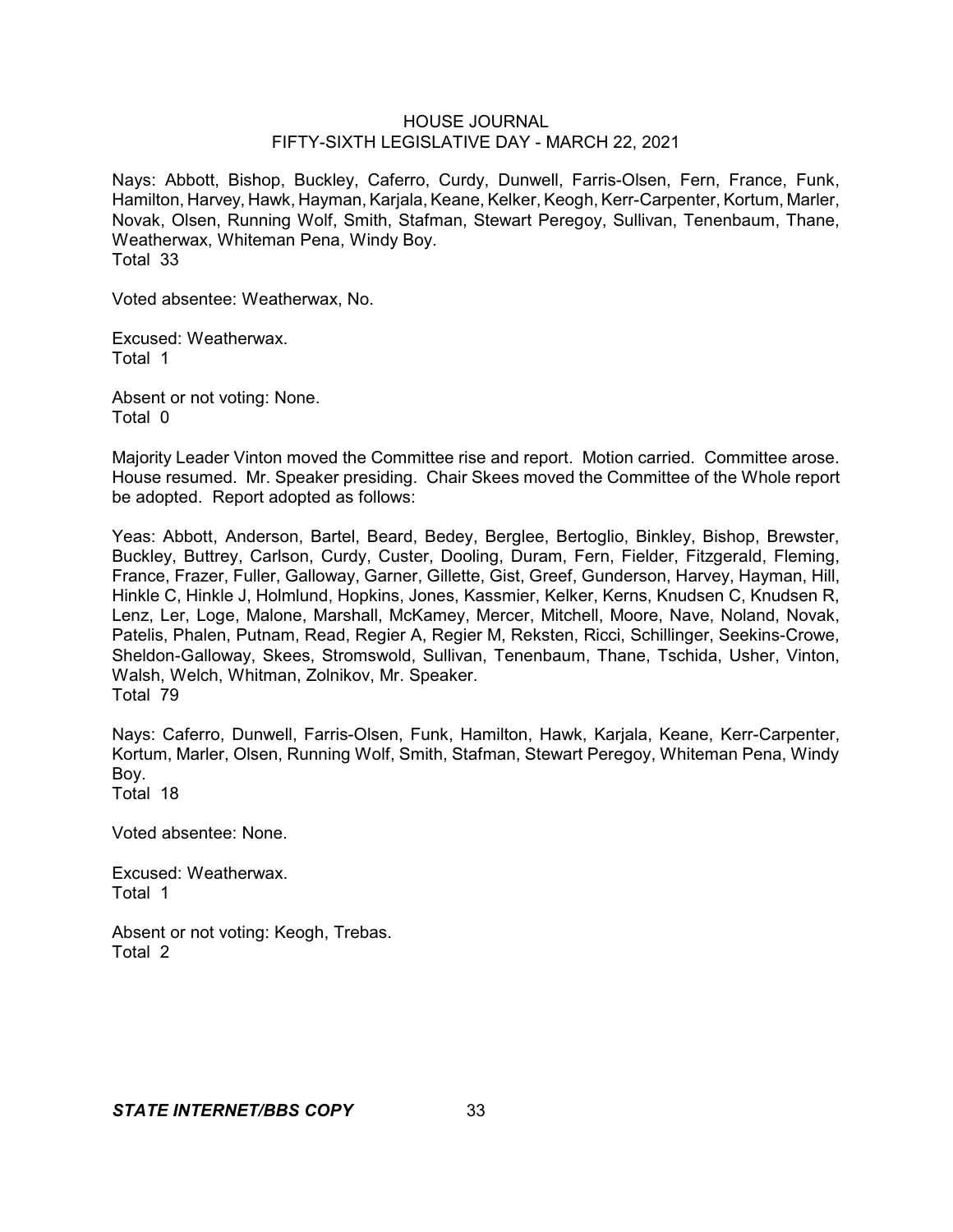Nays: Abbott, Bishop, Buckley, Caferro, Curdy, Dunwell, Farris-Olsen, Fern, France, Funk, Hamilton, Harvey, Hawk, Hayman, Karjala, Keane, Kelker, Keogh, Kerr-Carpenter, Kortum, Marler, Novak, Olsen, Running Wolf, Smith, Stafman, Stewart Peregoy, Sullivan, Tenenbaum, Thane, Weatherwax, Whiteman Pena, Windy Boy.
Total 33

Voted absentee: Weatherwax, No.

Excused: Weatherwax.
Total 1

Absent or not voting: None.
Total 0

Majority Leader Vinton moved the Committee rise and report. Motion carried. Committee arose. House resumed. Mr. Speaker presiding. Chair Skees moved the Committee of the Whole report be adopted. Report adopted as follows:

Yeas: Abbott, Anderson, Bartel, Beard, Bedey, Berglee, Bertoglio, Binkley, Bishop, Brewster, Buckley, Buttrey, Carlson, Curdy, Custer, Dooling, Duram, Fern, Fielder, Fitzgerald, Fleming, France, Frazer, Fuller, Galloway, Garner, Gillette, Gist, Greef, Gunderson, Harvey, Hayman, Hill, Hinkle C, Hinkle J, Holmlund, Hopkins, Jones, Kassmier, Kelker, Kerns, Knudsen C, Knudsen R, Lenz, Ler, Loge, Malone, Marshall, McKamey, Mercer, Mitchell, Moore, Nave, Noland, Novak, Patelis, Phalen, Putnam, Read, Regier A, Regier M, Reksten, Ricci, Schillinger, Seekins-Crowe, Sheldon-Galloway, Skees, Stromswold, Sullivan, Tenenbaum, Thane, Tschida, Usher, Vinton, Walsh, Welch, Whitman, Zolnikov, Mr. Speaker.
Total 79

Nays: Caferro, Dunwell, Farris-Olsen, Funk, Hamilton, Hawk, Karjala, Keane, Kerr-Carpenter, Kortum, Marler, Olsen, Running Wolf, Smith, Stafman, Stewart Peregoy, Whiteman Pena, Windy Boy.
Total 18

Voted absentee: None.

Excused: Weatherwax.
Total 1

Absent or not voting: Keogh, Trebas.
Total 2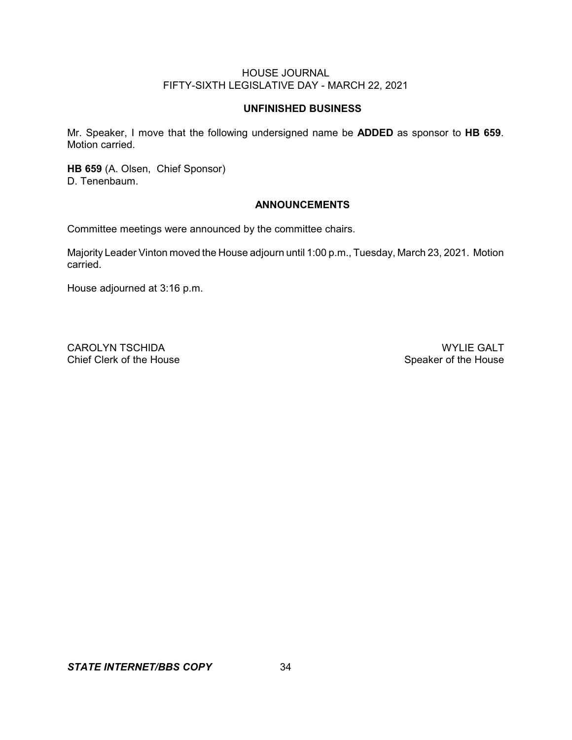## UNFINISHED BUSINESS

Mr. Speaker, I move that the following undersigned name be **ADDED** as sponsor to **HB 659**. Motion carried.

**HB 659** (A. Olsen, Chief Sponsor)
D. Tenenbaum.

## ANNOUNCEMENTS

Committee meetings were announced by the committee chairs.

Majority Leader Vinton moved the House adjourn until 1:00 p.m., Tuesday, March 23, 2021. Motion carried.

House adjourned at 3:16 p.m.

CAROLYN TSCHIDA
Chief Clerk of the House

WYLIE GALT
Speaker of the House